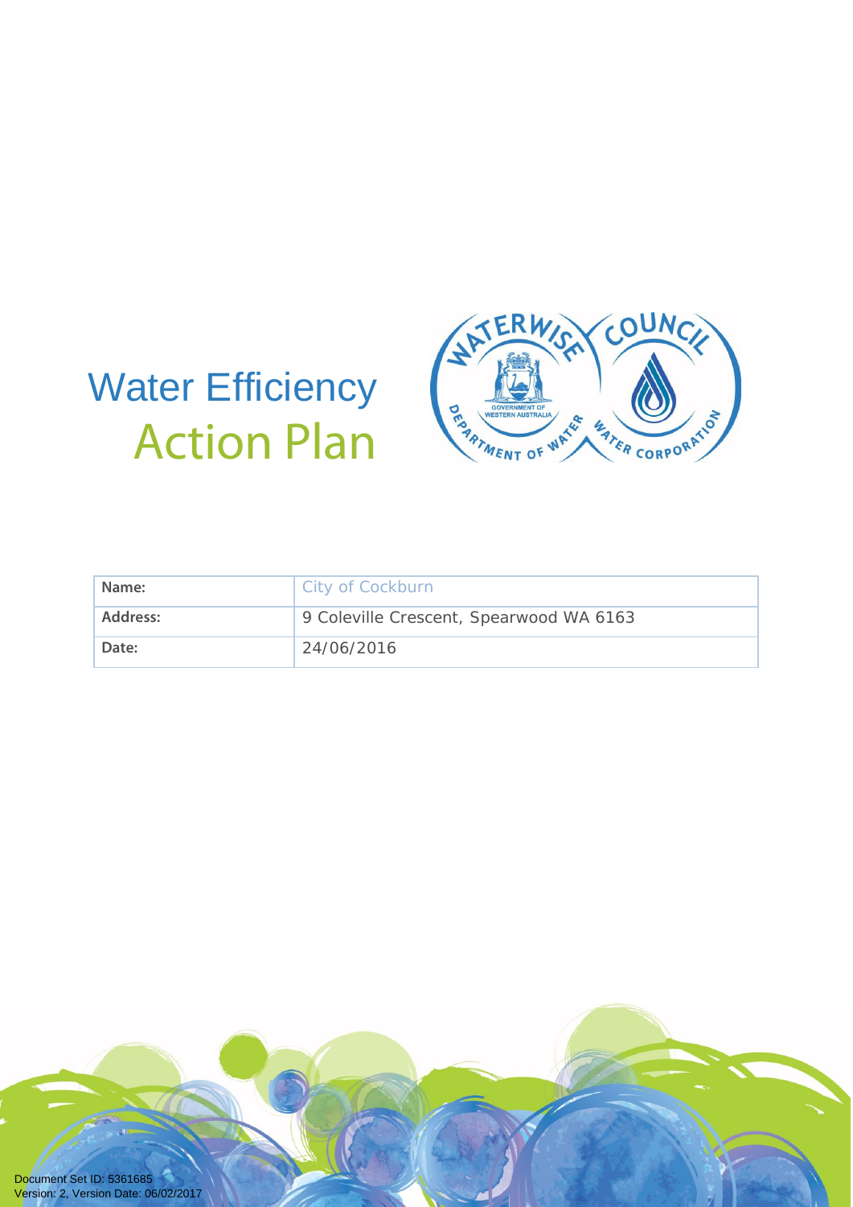# Water Efficiency Action Plan

| Name: | City of Cockburn |
| --- | --- |
| Address: | 9 Coleville Crescent, Spearwood WA 6163 |
| Date: | 24/06/2016 |

Document Set ID: 5361685
Version: 2, Version Date: 06/02/2017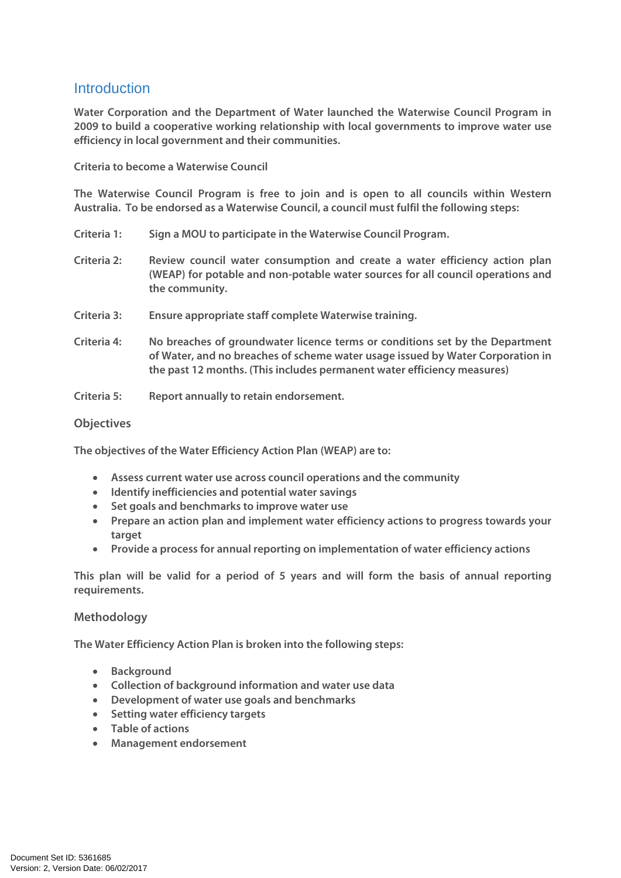## Introduction

Water Corporation and the Department of Water launched the Waterwise Council Program in 2009 to build a cooperative working relationship with local governments to improve water use efficiency in local government and their communities.

### Criteria to become a Waterwise Council

The Waterwise Council Program is free to join and is open to all councils within Western Australia. To be endorsed as a Waterwise Council, a council must fulfil the following steps:

Criteria 1: Sign a MOU to participate in the Waterwise Council Program.

Criteria 2: Review council water consumption and create a water efficiency action plan (WEAP) for potable and non-potable water sources for all council operations and the community.

Criteria 3: Ensure appropriate staff complete Waterwise training.

Criteria 4: No breaches of groundwater licence terms or conditions set by the Department of Water, and no breaches of scheme water usage issued by Water Corporation in the past 12 months. (This includes permanent water efficiency measures)

Criteria 5: Report annually to retain endorsement.

### Objectives

The objectives of the Water Efficiency Action Plan (WEAP) are to:

- Assess current water use across council operations and the community
- Identify inefficiencies and potential water savings
- Set goals and benchmarks to improve water use
- Prepare an action plan and implement water efficiency actions to progress towards your target
- Provide a process for annual reporting on implementation of water efficiency actions

This plan will be valid for a period of 5 years and will form the basis of annual reporting requirements.

### Methodology

The Water Efficiency Action Plan is broken into the following steps:

- Background
- Collection of background information and water use data
- Development of water use goals and benchmarks
- Setting water efficiency targets
- Table of actions
- Management endorsement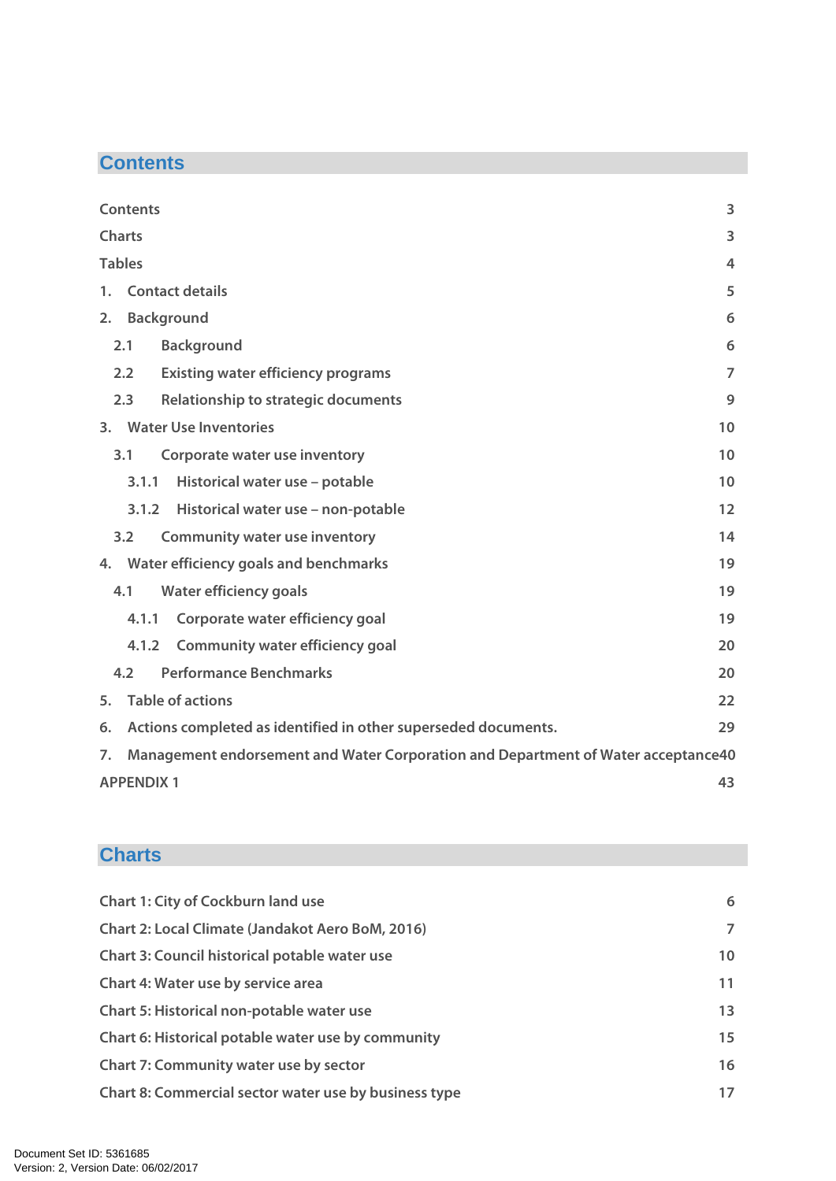## Contents

| | |
|---|---|
| Contents | 3 |
| Charts | 3 |
| Tables | 4 |
| 1. Contact details | 5 |
| 2. Background | 6 |
| 2.1 Background | 6 |
| 2.2 Existing water efficiency programs | 7 |
| 2.3 Relationship to strategic documents | 9 |
| 3. Water Use Inventories | 10 |
| 3.1 Corporate water use inventory | 10 |
| 3.1.1 Historical water use – potable | 10 |
| 3.1.2 Historical water use – non-potable | 12 |
| 3.2 Community water use inventory | 14 |
| 4. Water efficiency goals and benchmarks | 19 |
| 4.1 Water efficiency goals | 19 |
| 4.1.1 Corporate water efficiency goal | 19 |
| 4.1.2 Community water efficiency goal | 20 |
| 4.2 Performance Benchmarks | 20 |
| 5. Table of actions | 22 |
| 6. Actions completed as identified in other superseded documents. | 29 |
| 7. Management endorsement and Water Corporation and Department of Water acceptance | 40 |
| APPENDIX 1 | 43 |

## Charts

| | |
|---|---|
| Chart 1: City of Cockburn land use | 6 |
| Chart 2: Local Climate (Jandakot Aero BoM, 2016) | 7 |
| Chart 3: Council historical potable water use | 10 |
| Chart 4: Water use by service area | 11 |
| Chart 5: Historical non-potable water use | 13 |
| Chart 6: Historical potable water use by community | 15 |
| Chart 7: Community water use by sector | 16 |
| Chart 8: Commercial sector water use by business type | 17 |

Document Set ID: 5361685
Version: 2, Version Date: 06/02/2017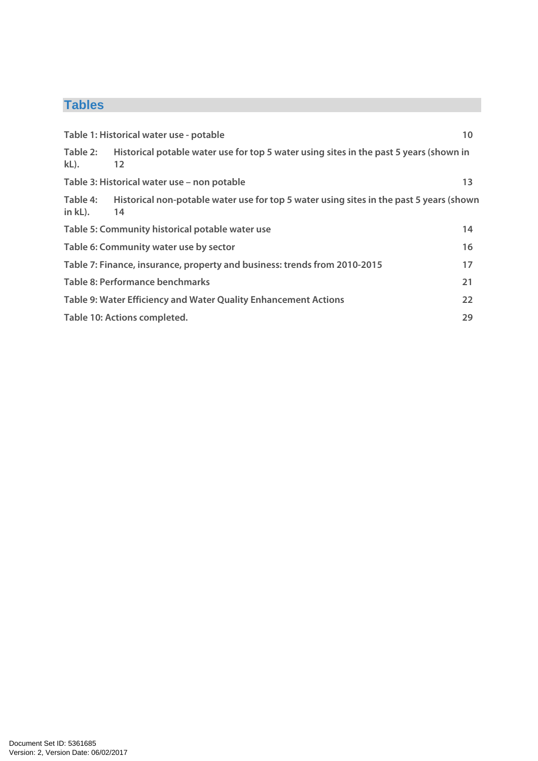## Tables

Table 1: Historical water use - potable 10

Table 2: Historical potable water use for top 5 water using sites in the past 5 years (shown in kL). 12

Table 3: Historical water use – non potable 13

Table 4: Historical non-potable water use for top 5 water using sites in the past 5 years (shown in kL). 14

Table 5: Community historical potable water use 14

Table 6: Community water use by sector 16

Table 7: Finance, insurance, property and business: trends from 2010-2015 17

Table 8: Performance benchmarks 21

Table 9: Water Efficiency and Water Quality Enhancement Actions 22

Table 10: Actions completed. 29

Document Set ID: 5361685
Version: 2, Version Date: 06/02/2017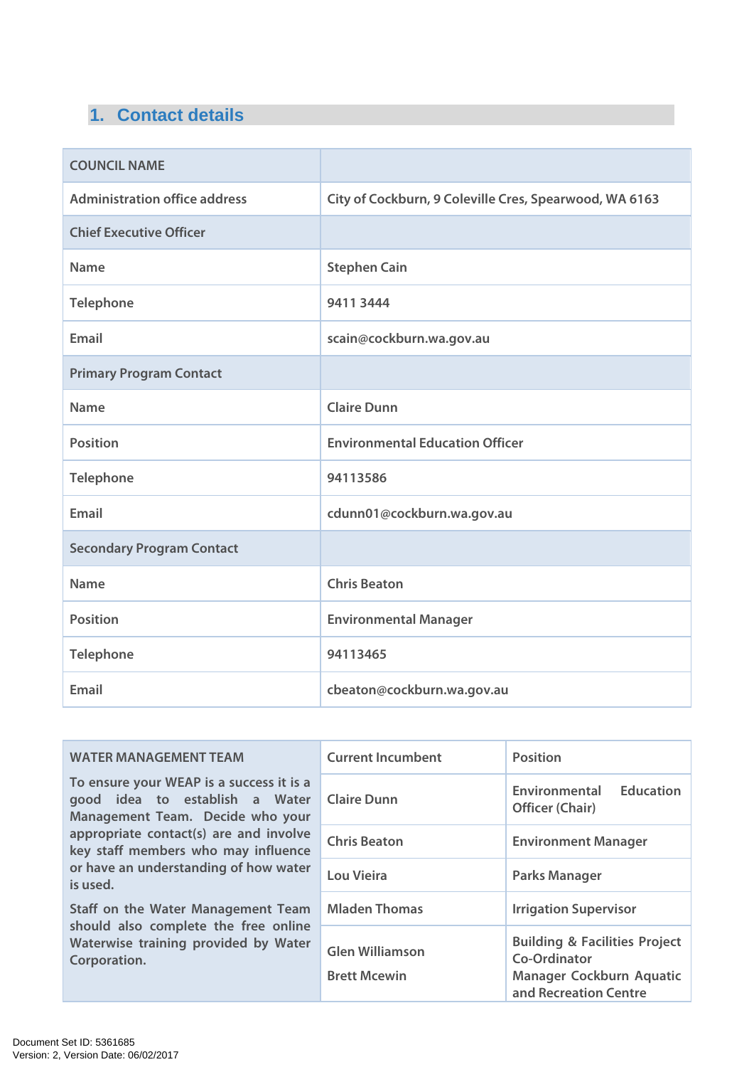## 1. Contact details

| COUNCIL NAME | |
|---|---|
| Administration office address | City of Cockburn, 9 Coleville Cres, Spearwood, WA 6163 |
| **Chief Executive Officer** | |
| Name | Stephen Cain |
| Telephone | 9411 3444 |
| Email | scain@cockburn.wa.gov.au |
| **Primary Program Contact** | |
| Name | Claire Dunn |
| Position | Environmental Education Officer |
| Telephone | 94113586 |
| Email | cdunn01@cockburn.wa.gov.au |
| **Secondary Program Contact** | |
| Name | Chris Beaton |
| Position | Environmental Manager |
| Telephone | 94113465 |
| Email | cbeaton@cockburn.wa.gov.au |

| WATER MANAGEMENT TEAM | Current Incumbent | Position |
|---|---|---|
| To ensure your WEAP is a success it is a good idea to establish a Water Management Team. Decide who your appropriate contact(s) are and involve key staff members who may influence or have an understanding of how water is used. Staff on the Water Management Team should also complete the free online Waterwise training provided by Water Corporation. | Claire Dunn | Environmental Education Officer (Chair) |
| | Chris Beaton | Environment Manager |
| | Lou Vieira | Parks Manager |
| | Mladen Thomas | Irrigation Supervisor |
| | Glen Williamson<br>Brett Mcewin | Building & Facilities Project Co-Ordinator<br>Manager Cockburn Aquatic and Recreation Centre |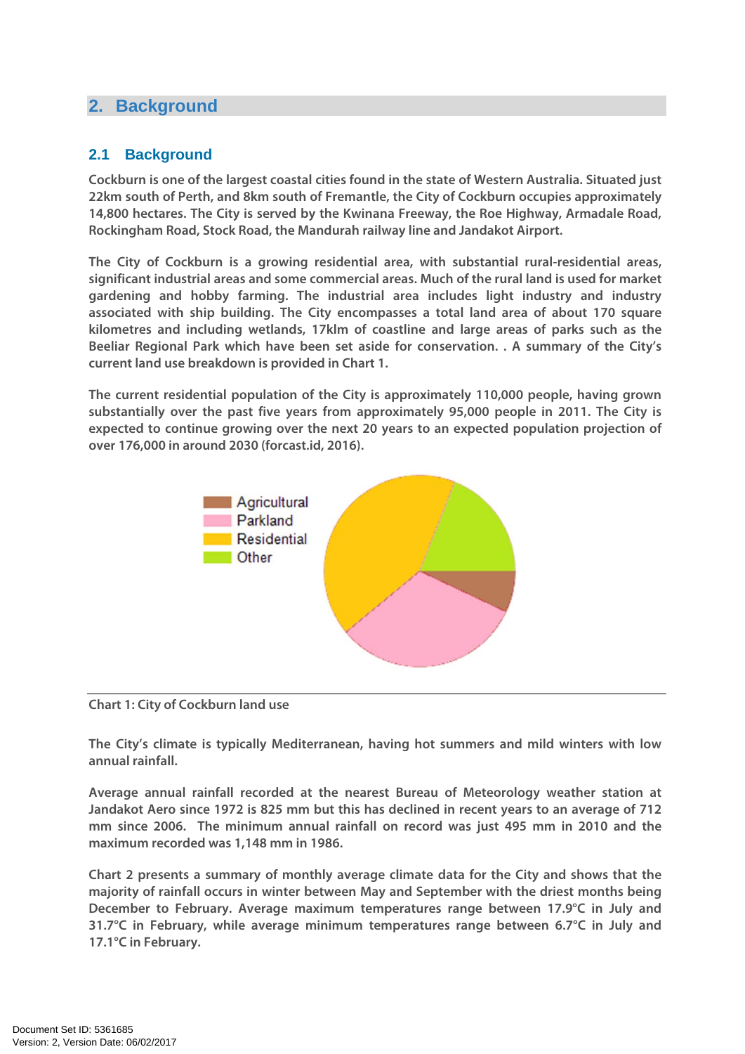## 2. Background

### 2.1 Background

Cockburn is one of the largest coastal cities found in the state of Western Australia. Situated just 22km south of Perth, and 8km south of Fremantle, the City of Cockburn occupies approximately 14,800 hectares. The City is served by the Kwinana Freeway, the Roe Highway, Armadale Road, Rockingham Road, Stock Road, the Mandurah railway line and Jandakot Airport.

The City of Cockburn is a growing residential area, with substantial rural-residential areas, significant industrial areas and some commercial areas. Much of the rural land is used for market gardening and hobby farming. The industrial area includes light industry and industry associated with ship building. The City encompasses a total land area of about 170 square kilometres and including wetlands, 17klm of coastline and large areas of parks such as the Beeliar Regional Park which have been set aside for conservation. . A summary of the City's current land use breakdown is provided in Chart 1.

The current residential population of the City is approximately 110,000 people, having grown substantially over the past five years from approximately 95,000 people in 2011. The City is expected to continue growing over the next 20 years to an expected population projection of over 176,000 in around 2030 (forcast.id, 2016).

Agricultural
Parkland
Residential
Other

Chart 1: City of Cockburn land use

The City's climate is typically Mediterranean, having hot summers and mild winters with low annual rainfall.

Average annual rainfall recorded at the nearest Bureau of Meteorology weather station at Jandakot Aero since 1972 is 825 mm but this has declined in recent years to an average of 712 mm since 2006. The minimum annual rainfall on record was just 495 mm in 2010 and the maximum recorded was 1,148 mm in 1986.

Chart 2 presents a summary of monthly average climate data for the City and shows that the majority of rainfall occurs in winter between May and September with the driest months being December to February. Average maximum temperatures range between 17.9°C in July and 31.7°C in February, while average minimum temperatures range between 6.7°C in July and 17.1°C in February.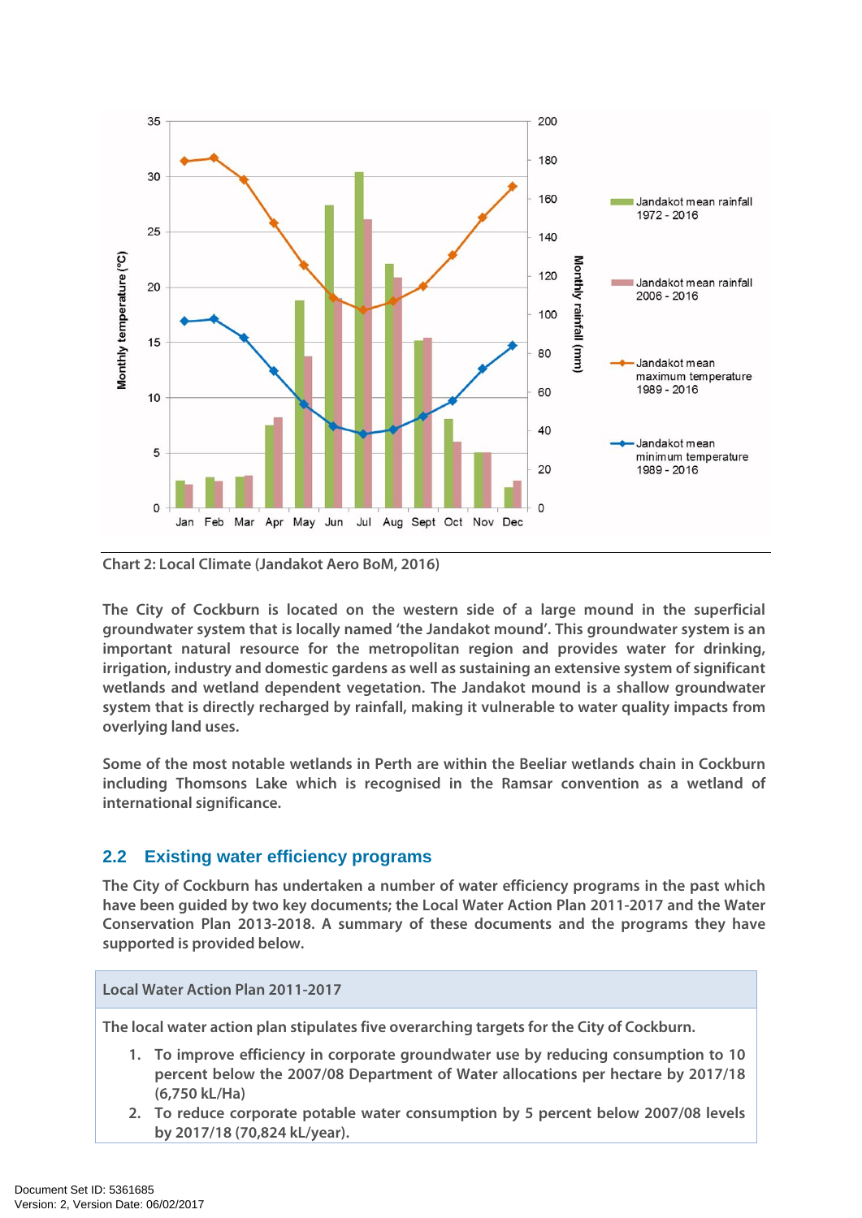Chart 2: Local Climate (Jandakot Aero BoM, 2016)

The City of Cockburn is located on the western side of a large mound in the superficial groundwater system that is locally named 'the Jandakot mound'. This groundwater system is an important natural resource for the metropolitan region and provides water for drinking, irrigation, industry and domestic gardens as well as sustaining an extensive system of significant wetlands and wetland dependent vegetation. The Jandakot mound is a shallow groundwater system that is directly recharged by rainfall, making it vulnerable to water quality impacts from overlying land uses.

Some of the most notable wetlands in Perth are within the Beeliar wetlands chain in Cockburn including Thomsons Lake which is recognised in the Ramsar convention as a wetland of international significance.

## 2.2 Existing water efficiency programs

The City of Cockburn has undertaken a number of water efficiency programs in the past which have been guided by two key documents; the Local Water Action Plan 2011-2017 and the Water Conservation Plan 2013-2018. A summary of these documents and the programs they have supported is provided below.

| Local Water Action Plan 2011-2017 |
| --- |
| The local water action plan stipulates five overarching targets for the City of Cockburn.<br>1. To improve efficiency in corporate groundwater use by reducing consumption to 10 percent below the 2007/08 Department of Water allocations per hectare by 2017/18 (6,750 kL/Ha)<br>2. To reduce corporate potable water consumption by 5 percent below 2007/08 levels by 2017/18 (70,824 kL/year). |

Document Set ID: 5361685
Version: 2, Version Date: 06/02/2017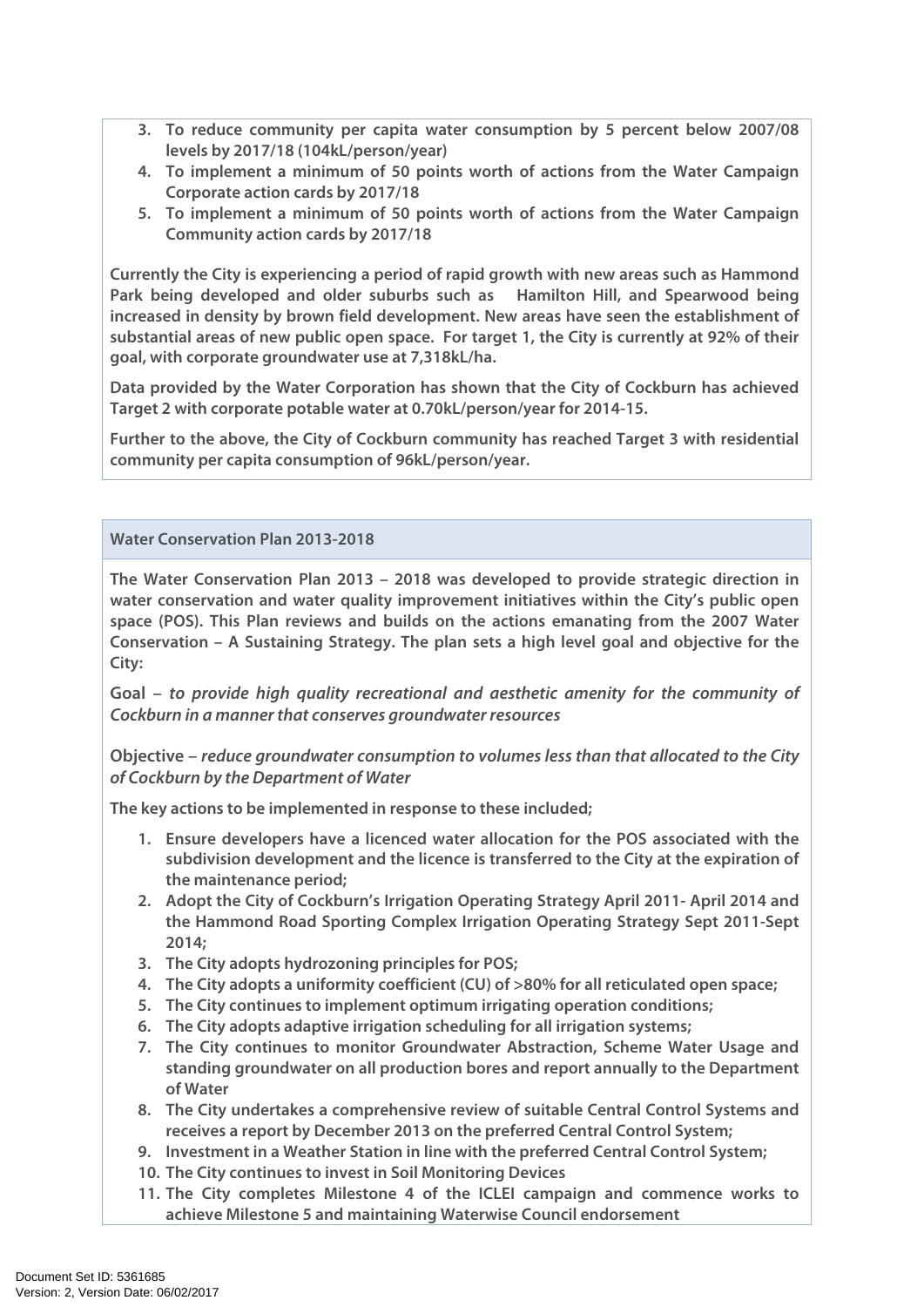3. **To reduce community per capita water consumption by 5 percent below 2007/08 levels by 2017/18 (104kL/person/year)**
4. **To implement a minimum of 50 points worth of actions from the Water Campaign Corporate action cards by 2017/18**
5. **To implement a minimum of 50 points worth of actions from the Water Campaign Community action cards by 2017/18**

**Currently the City is experiencing a period of rapid growth with new areas such as Hammond Park being developed and older suburbs such as Hamilton Hill, and Spearwood being increased in density by brown field development. New areas have seen the establishment of substantial areas of new public open space. For target 1, the City is currently at 92% of their goal, with corporate groundwater use at 7,318kL/ha.**

**Data provided by the Water Corporation has shown that the City of Cockburn has achieved Target 2 with corporate potable water at 0.70kL/person/year for 2014-15.**

**Further to the above, the City of Cockburn community has reached Target 3 with residential community per capita consumption of 96kL/person/year.**

## Water Conservation Plan 2013-2018

**The Water Conservation Plan 2013 – 2018 was developed to provide strategic direction in water conservation and water quality improvement initiatives within the City's public open space (POS). This Plan reviews and builds on the actions emanating from the 2007 Water Conservation – A Sustaining Strategy. The plan sets a high level goal and objective for the City:**

**Goal –** ***to provide high quality recreational and aesthetic amenity for the community of Cockburn in a manner that conserves groundwater resources***

**Objective –** ***reduce groundwater consumption to volumes less than that allocated to the City of Cockburn by the Department of Water***

**The key actions to be implemented in response to these included;**

1. **Ensure developers have a licenced water allocation for the POS associated with the subdivision development and the licence is transferred to the City at the expiration of the maintenance period;**
2. **Adopt the City of Cockburn's Irrigation Operating Strategy April 2011- April 2014 and the Hammond Road Sporting Complex Irrigation Operating Strategy Sept 2011-Sept 2014;**
3. **The City adopts hydrozoning principles for POS;**
4. **The City adopts a uniformity coefficient (CU) of >80% for all reticulated open space;**
5. **The City continues to implement optimum irrigating operation conditions;**
6. **The City adopts adaptive irrigation scheduling for all irrigation systems;**
7. **The City continues to monitor Groundwater Abstraction, Scheme Water Usage and standing groundwater on all production bores and report annually to the Department of Water**
8. **The City undertakes a comprehensive review of suitable Central Control Systems and receives a report by December 2013 on the preferred Central Control System;**
9. **Investment in a Weather Station in line with the preferred Central Control System;**
10. **The City continues to invest in Soil Monitoring Devices**
11. **The City completes Milestone 4 of the ICLEI campaign and commence works to achieve Milestone 5 and maintaining Waterwise Council endorsement**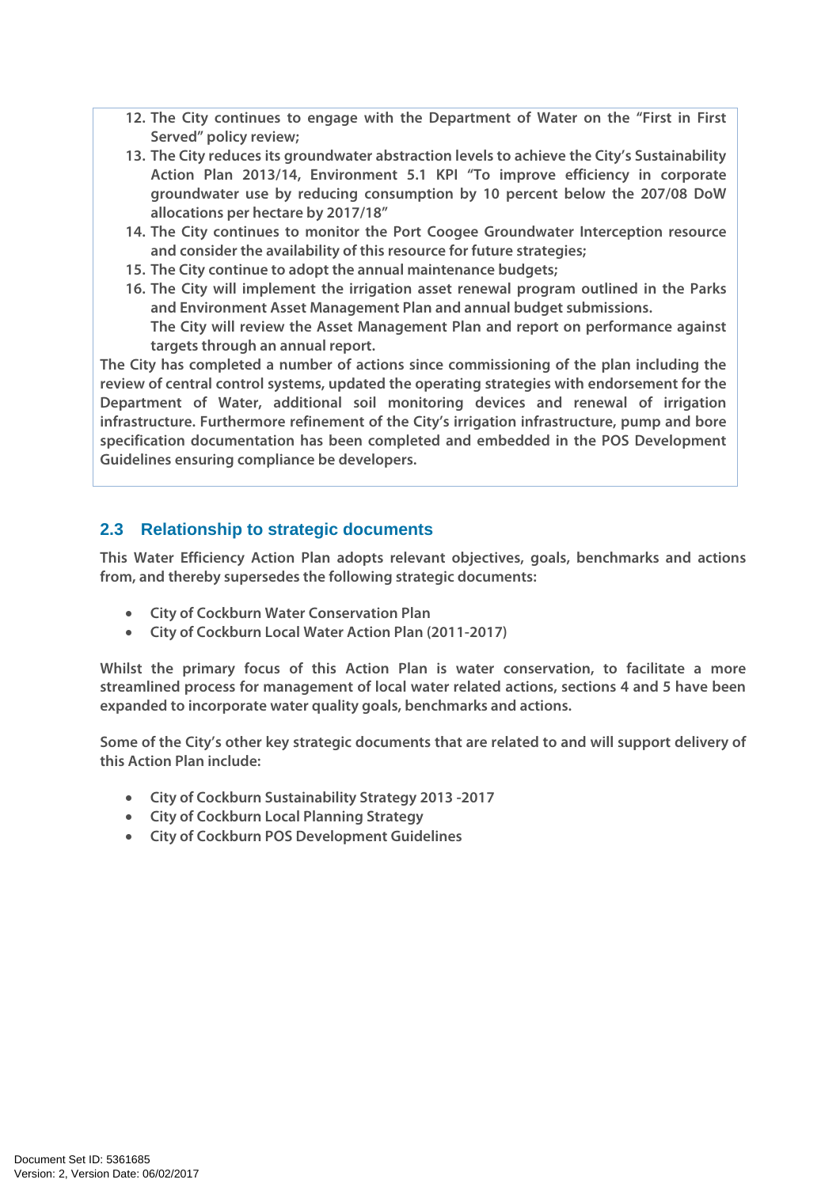12. The City continues to engage with the Department of Water on the "First in First Served" policy review;
13. The City reduces its groundwater abstraction levels to achieve the City's Sustainability Action Plan 2013/14, Environment 5.1 KPI "To improve efficiency in corporate groundwater use by reducing consumption by 10 percent below the 207/08 DoW allocations per hectare by 2017/18"
14. The City continues to monitor the Port Coogee Groundwater Interception resource and consider the availability of this resource for future strategies;
15. The City continue to adopt the annual maintenance budgets;
16. The City will implement the irrigation asset renewal program outlined in the Parks and Environment Asset Management Plan and annual budget submissions.
    The City will review the Asset Management Plan and report on performance against targets through an annual report.

The City has completed a number of actions since commissioning of the plan including the review of central control systems, updated the operating strategies with endorsement for the Department of Water, additional soil monitoring devices and renewal of irrigation infrastructure. Furthermore refinement of the City's irrigation infrastructure, pump and bore specification documentation has been completed and embedded in the POS Development Guidelines ensuring compliance be developers.

## 2.3 Relationship to strategic documents

This Water Efficiency Action Plan adopts relevant objectives, goals, benchmarks and actions from, and thereby supersedes the following strategic documents:

- City of Cockburn Water Conservation Plan
- City of Cockburn Local Water Action Plan (2011-2017)

Whilst the primary focus of this Action Plan is water conservation, to facilitate a more streamlined process for management of local water related actions, sections 4 and 5 have been expanded to incorporate water quality goals, benchmarks and actions.

Some of the City's other key strategic documents that are related to and will support delivery of this Action Plan include:

- City of Cockburn Sustainability Strategy 2013 -2017
- City of Cockburn Local Planning Strategy
- City of Cockburn POS Development Guidelines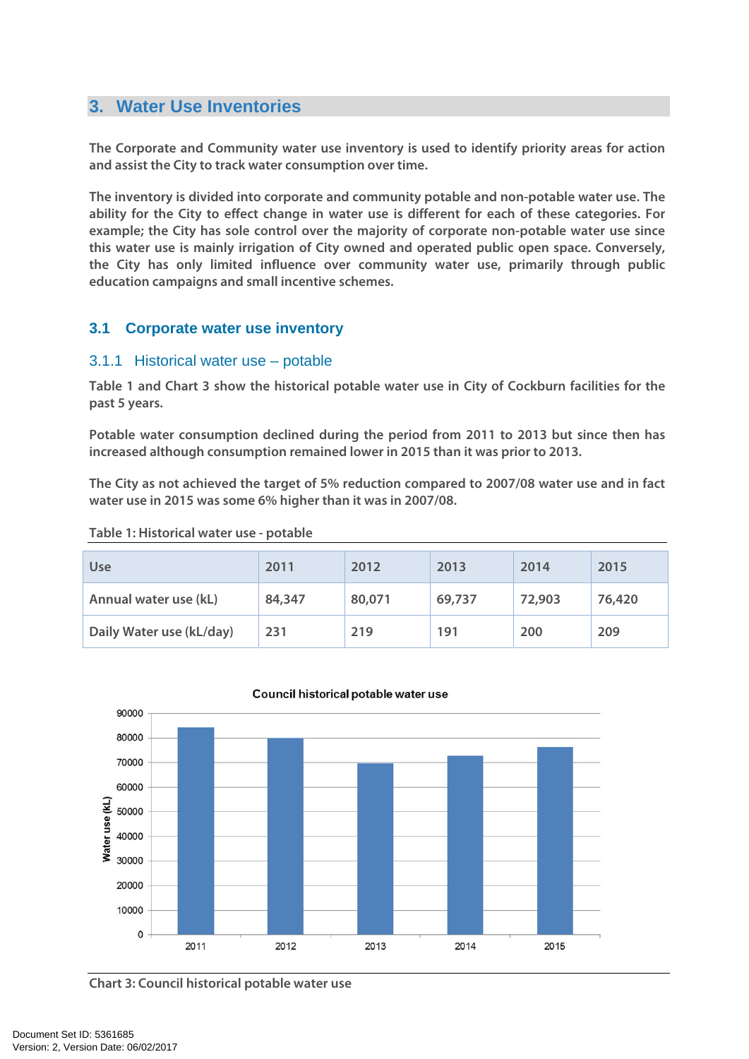# 3. Water Use Inventories

The Corporate and Community water use inventory is used to identify priority areas for action and assist the City to track water consumption over time.

The inventory is divided into corporate and community potable and non-potable water use. The ability for the City to effect change in water use is different for each of these categories. For example; the City has sole control over the majority of corporate non-potable water use since this water use is mainly irrigation of City owned and operated public open space. Conversely, the City has only limited influence over community water use, primarily through public education campaigns and small incentive schemes.

## 3.1 Corporate water use inventory

### 3.1.1 Historical water use – potable

Table 1 and Chart 3 show the historical potable water use in City of Cockburn facilities for the past 5 years.

Potable water consumption declined during the period from 2011 to 2013 but since then has increased although consumption remained lower in 2015 than it was prior to 2013.

The City as not achieved the target of 5% reduction compared to 2007/08 water use and in fact water use in 2015 was some 6% higher than it was in 2007/08.

Table 1: Historical water use - potable

| Use | 2011 | 2012 | 2013 | 2014 | 2015 |
|---|---|---|---|---|---|
| Annual water use (kL) | 84,347 | 80,071 | 69,737 | 72,903 | 76,420 |
| Daily Water use (kL/day) | 231 | 219 | 191 | 200 | 209 |

Chart 3: Council historical potable water use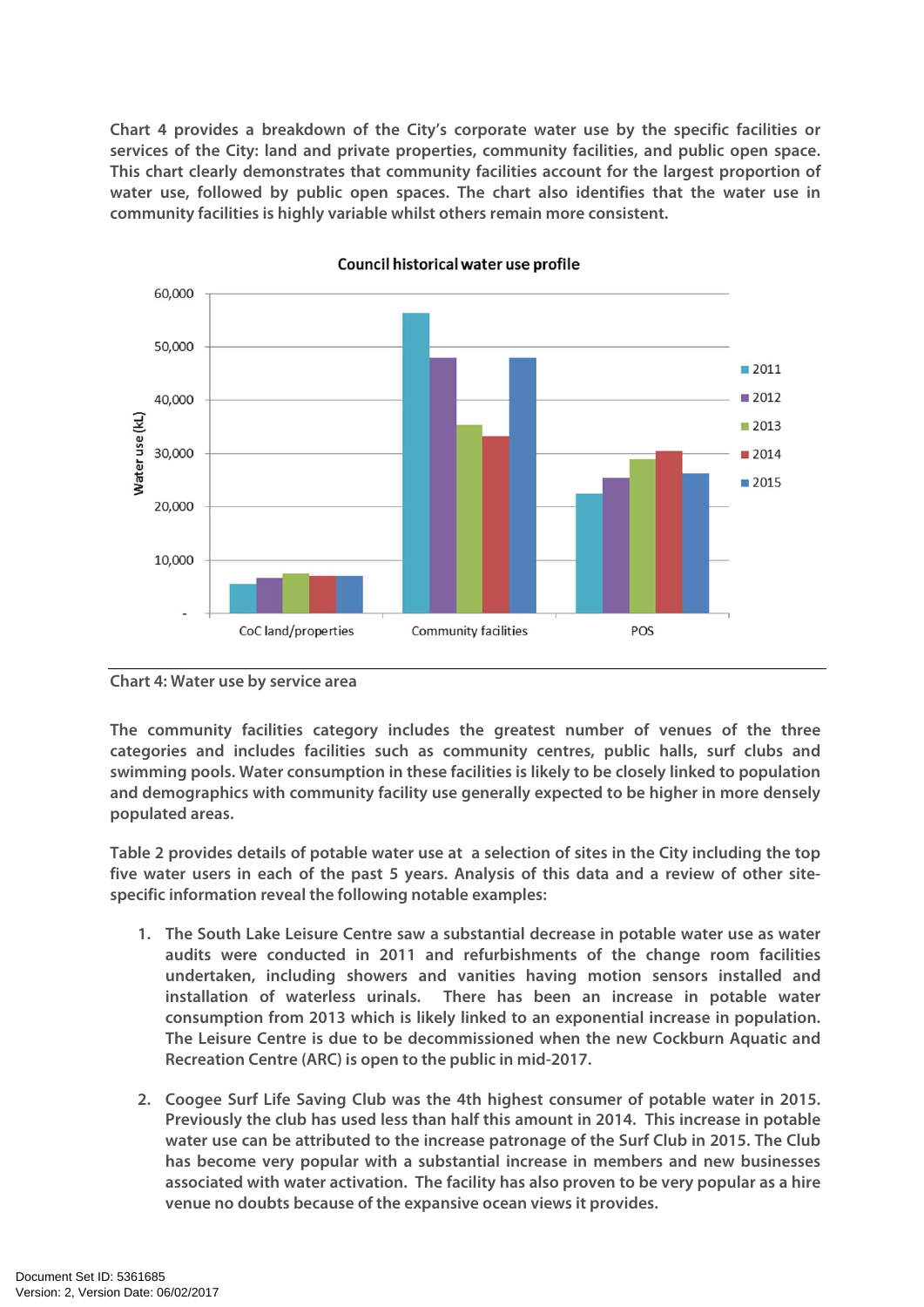Chart 4 provides a breakdown of the City's corporate water use by the specific facilities or services of the City: land and private properties, community facilities, and public open space. This chart clearly demonstrates that community facilities account for the largest proportion of water use, followed by public open spaces. The chart also identifies that the water use in community facilities is highly variable whilst others remain more consistent.

Chart 4: Water use by service area

The community facilities category includes the greatest number of venues of the three categories and includes facilities such as community centres, public halls, surf clubs and swimming pools. Water consumption in these facilities is likely to be closely linked to population and demographics with community facility use generally expected to be higher in more densely populated areas.

Table 2 provides details of potable water use at a selection of sites in the City including the top five water users in each of the past 5 years. Analysis of this data and a review of other site-specific information reveal the following notable examples:

1. The South Lake Leisure Centre saw a substantial decrease in potable water use as water audits were conducted in 2011 and refurbishments of the change room facilities undertaken, including showers and vanities having motion sensors installed and installation of waterless urinals. There has been an increase in potable water consumption from 2013 which is likely linked to an exponential increase in population. The Leisure Centre is due to be decommissioned when the new Cockburn Aquatic and Recreation Centre (ARC) is open to the public in mid-2017.

2. Coogee Surf Life Saving Club was the 4th highest consumer of potable water in 2015. Previously the club has used less than half this amount in 2014. This increase in potable water use can be attributed to the increase patronage of the Surf Club in 2015. The Club has become very popular with a substantial increase in members and new businesses associated with water activation. The facility has also proven to be very popular as a hire venue no doubts because of the expansive ocean views it provides.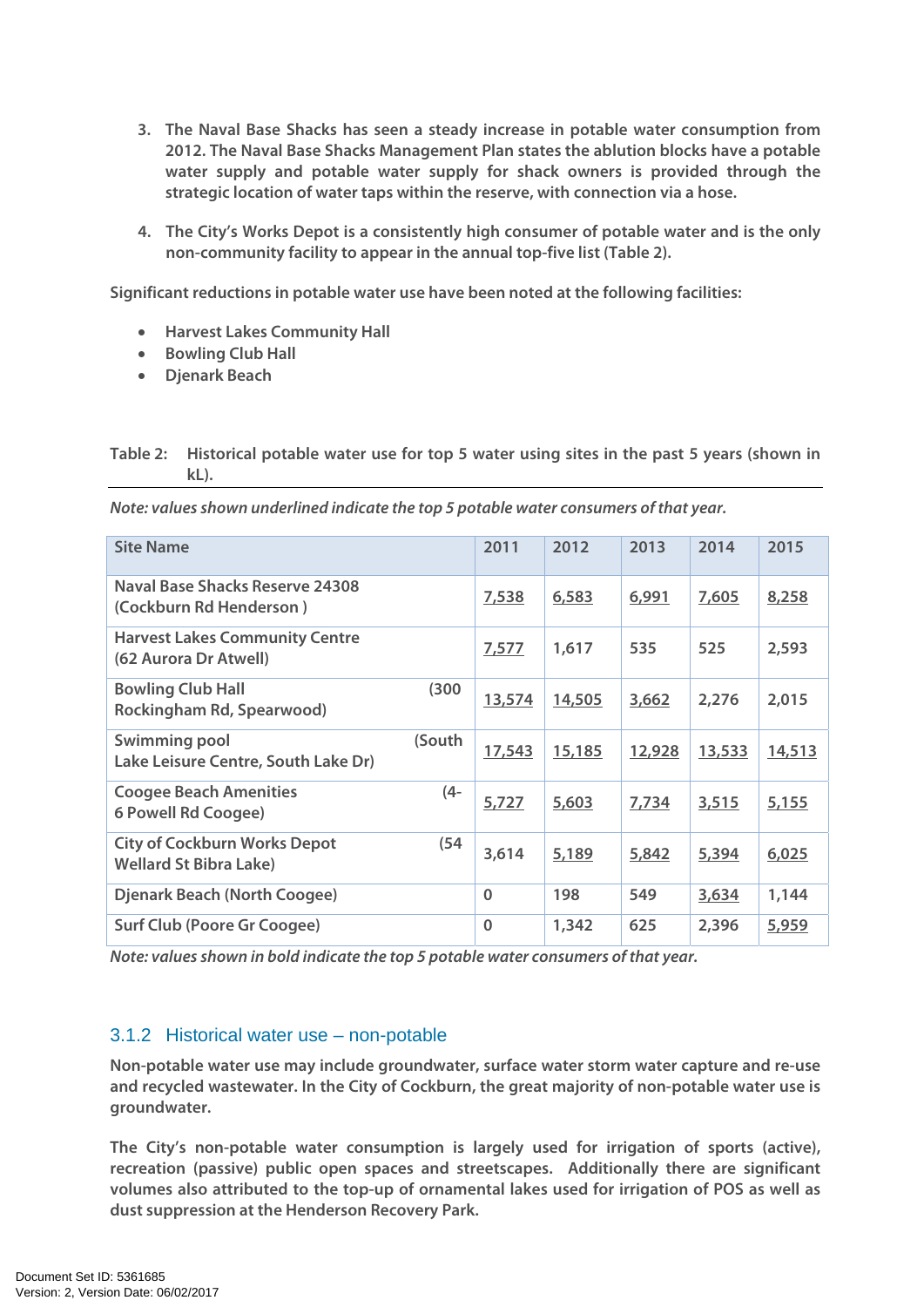3. The Naval Base Shacks has seen a steady increase in potable water consumption from 2012. The Naval Base Shacks Management Plan states the ablution blocks have a potable water supply and potable water supply for shack owners is provided through the strategic location of water taps within the reserve, with connection via a hose.

4. The City's Works Depot is a consistently high consumer of potable water and is the only non-community facility to appear in the annual top-five list (Table 2).

Significant reductions in potable water use have been noted at the following facilities:

- Harvest Lakes Community Hall
- Bowling Club Hall
- Djenark Beach

Table 2: Historical potable water use for top 5 water using sites in the past 5 years (shown in kL).

*Note: values shown underlined indicate the top 5 potable water consumers of that year.*

| Site Name | 2011 | 2012 | 2013 | 2014 | 2015 |
|---|---|---|---|---|---|
| Naval Base Shacks Reserve 24308 (Cockburn Rd Henderson ) | 7,538 | 6,583 | 6,991 | 7,605 | 8,258 |
| Harvest Lakes Community Centre (62 Aurora Dr Atwell) | 7,577 | 1,617 | 535 | 525 | 2,593 |
| Bowling Club Hall (300 Rockingham Rd, Spearwood) | 13,574 | 14,505 | 3,662 | 2,276 | 2,015 |
| Swimming pool (South Lake Leisure Centre, South Lake Dr) | 17,543 | 15,185 | 12,928 | 13,533 | 14,513 |
| Coogee Beach Amenities (4-6 Powell Rd Coogee) | 5,727 | 5,603 | 7,734 | 3,515 | 5,155 |
| City of Cockburn Works Depot (54 Wellard St Bibra Lake) | 3,614 | 5,189 | 5,842 | 5,394 | 6,025 |
| Djenark Beach (North Coogee) | 0 | 198 | 549 | 3,634 | 1,144 |
| Surf Club (Poore Gr Coogee) | 0 | 1,342 | 625 | 2,396 | 5,959 |

*Note: values shown in bold indicate the top 5 potable water consumers of that year.*

### 3.1.2 Historical water use – non-potable

Non-potable water use may include groundwater, surface water storm water capture and re-use and recycled wastewater. In the City of Cockburn, the great majority of non-potable water use is groundwater.

The City's non-potable water consumption is largely used for irrigation of sports (active), recreation (passive) public open spaces and streetscapes. Additionally there are significant volumes also attributed to the top-up of ornamental lakes used for irrigation of POS as well as dust suppression at the Henderson Recovery Park.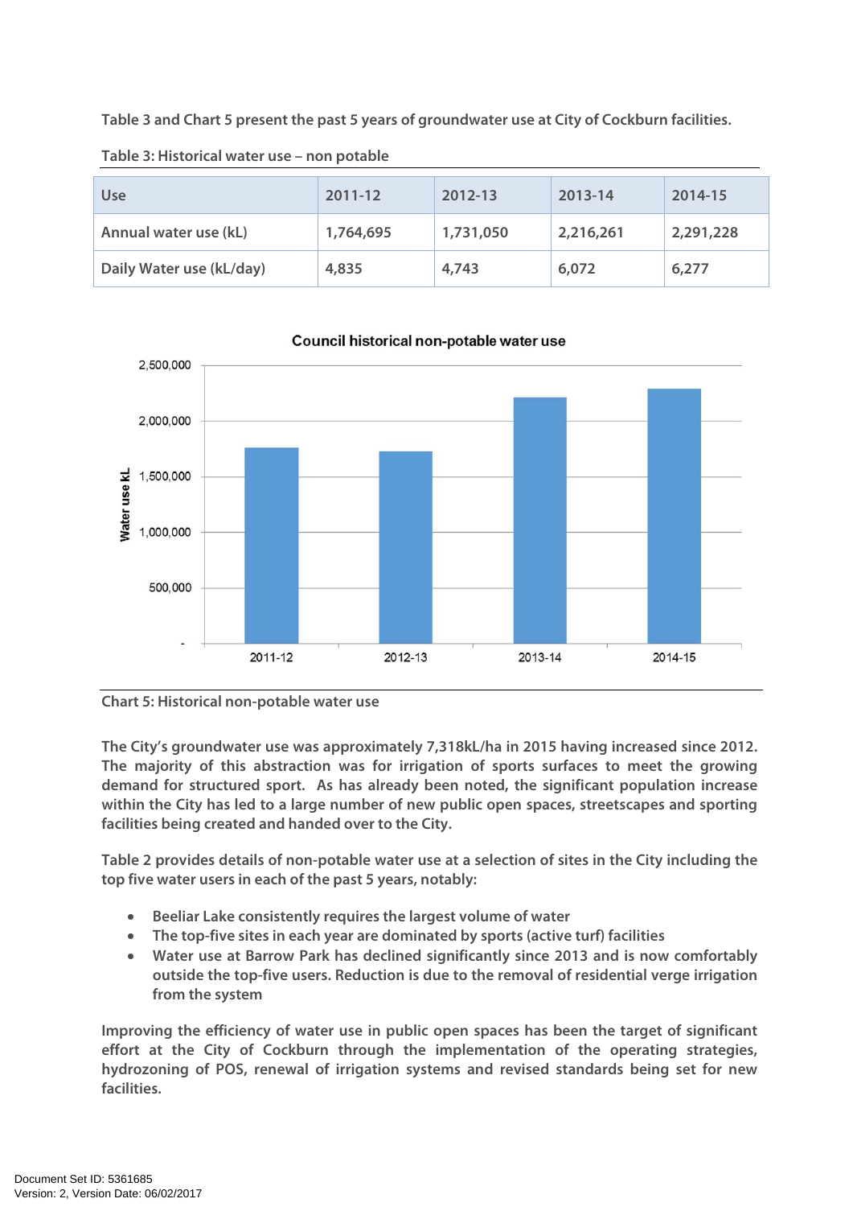**Table 3 and Chart 5 present the past 5 years of groundwater use at City of Cockburn facilities.**

**Table 3: Historical water use – non potable**

| Use | 2011-12 | 2012-13 | 2013-14 | 2014-15 |
|---|---|---|---|---|
| Annual water use (kL) | 1,764,695 | 1,731,050 | 2,216,261 | 2,291,228 |
| Daily Water use (kL/day) | 4,835 | 4,743 | 6,072 | 6,277 |

**Chart 5: Historical non-potable water use**

The City's groundwater use was approximately 7,318kL/ha in 2015 having increased since 2012. The majority of this abstraction was for irrigation of sports surfaces to meet the growing demand for structured sport. As has already been noted, the significant population increase within the City has led to a large number of new public open spaces, streetscapes and sporting facilities being created and handed over to the City.

Table 2 provides details of non-potable water use at a selection of sites in the City including the top five water users in each of the past 5 years, notably:

- Beeliar Lake consistently requires the largest volume of water
- The top-five sites in each year are dominated by sports (active turf) facilities
- Water use at Barrow Park has declined significantly since 2013 and is now comfortably outside the top-five users. Reduction is due to the removal of residential verge irrigation from the system

Improving the efficiency of water use in public open spaces has been the target of significant effort at the City of Cockburn through the implementation of the operating strategies, hydrozoning of POS, renewal of irrigation systems and revised standards being set for new facilities.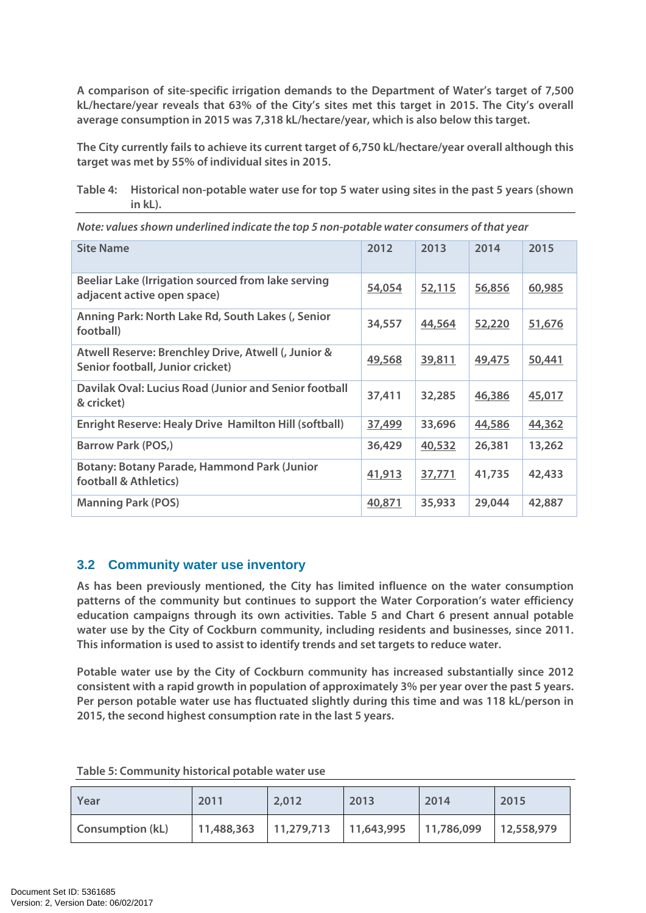A comparison of site-specific irrigation demands to the Department of Water's target of 7,500 kL/hectare/year reveals that 63% of the City's sites met this target in 2015. The City's overall average consumption in 2015 was 7,318 kL/hectare/year, which is also below this target.

The City currently fails to achieve its current target of 6,750 kL/hectare/year overall although this target was met by 55% of individual sites in 2015.

Table 4: Historical non-potable water use for top 5 water using sites in the past 5 years (shown in kL).

*Note: values shown underlined indicate the top 5 non-potable water consumers of that year*

| Site Name | 2012 | 2013 | 2014 | 2015 |
|---|---|---|---|---|
| Beeliar Lake (Irrigation sourced from lake serving adjacent active open space) | <u>54,054</u> | <u>52,115</u> | <u>56,856</u> | <u>60,985</u> |
| Anning Park: North Lake Rd, South Lakes (, Senior football) | 34,557 | <u>44,564</u> | <u>52,220</u> | <u>51,676</u> |
| Atwell Reserve: Brenchley Drive, Atwell (, Junior & Senior football, Junior cricket) | <u>49,568</u> | <u>39,811</u> | <u>49,475</u> | <u>50,441</u> |
| Davilak Oval: Lucius Road (Junior and Senior football & cricket) | 37,411 | 32,285 | <u>46,386</u> | <u>45,017</u> |
| Enright Reserve: Healy Drive Hamilton Hill (softball) | <u>37,499</u> | 33,696 | <u>44,586</u> | <u>44,362</u> |
| Barrow Park (POS,) | 36,429 | <u>40,532</u> | 26,381 | 13,262 |
| Botany: Botany Parade, Hammond Park (Junior football & Athletics) | <u>41,913</u> | <u>37,771</u> | 41,735 | 42,433 |
| Manning Park (POS) | <u>40,871</u> | 35,933 | 29,044 | 42,887 |

## 3.2 Community water use inventory

As has been previously mentioned, the City has limited influence on the water consumption patterns of the community but continues to support the Water Corporation's water efficiency education campaigns through its own activities. Table 5 and Chart 6 present annual potable water use by the City of Cockburn community, including residents and businesses, since 2011. This information is used to assist to identify trends and set targets to reduce water.

Potable water use by the City of Cockburn community has increased substantially since 2012 consistent with a rapid growth in population of approximately 3% per year over the past 5 years. Per person potable water use has fluctuated slightly during this time and was 118 kL/person in 2015, the second highest consumption rate in the last 5 years.

Table 5: Community historical potable water use

| Year | 2011 | 2,012 | 2013 | 2014 | 2015 |
|---|---|---|---|---|---|
| Consumption (kL) | 11,488,363 | 11,279,713 | 11,643,995 | 11,786,099 | 12,558,979 |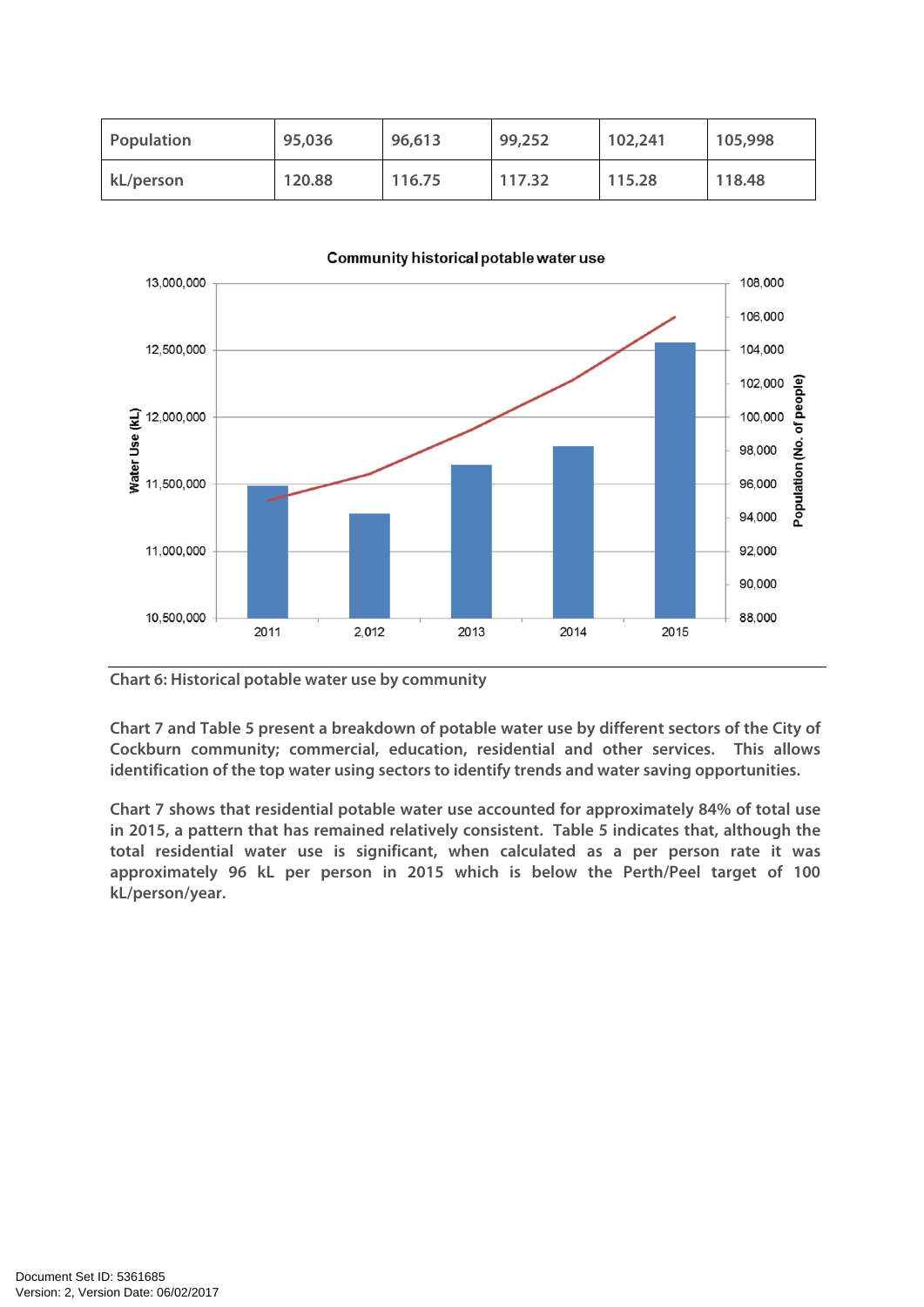| Population | 95,036 | 96,613 | 99,252 | 102,241 | 105,998 |
|---|---|---|---|---|---|
| kL/person | 120.88 | 116.75 | 117.32 | 115.28 | 118.48 |

Chart 6: Historical potable water use by community

Chart 7 and Table 5 present a breakdown of potable water use by different sectors of the City of Cockburn community; commercial, education, residential and other services. This allows identification of the top water using sectors to identify trends and water saving opportunities.

Chart 7 shows that residential potable water use accounted for approximately 84% of total use in 2015, a pattern that has remained relatively consistent. Table 5 indicates that, although the total residential water use is significant, when calculated as a per person rate it was approximately 96 kL per person in 2015 which is below the Perth/Peel target of 100 kL/person/year.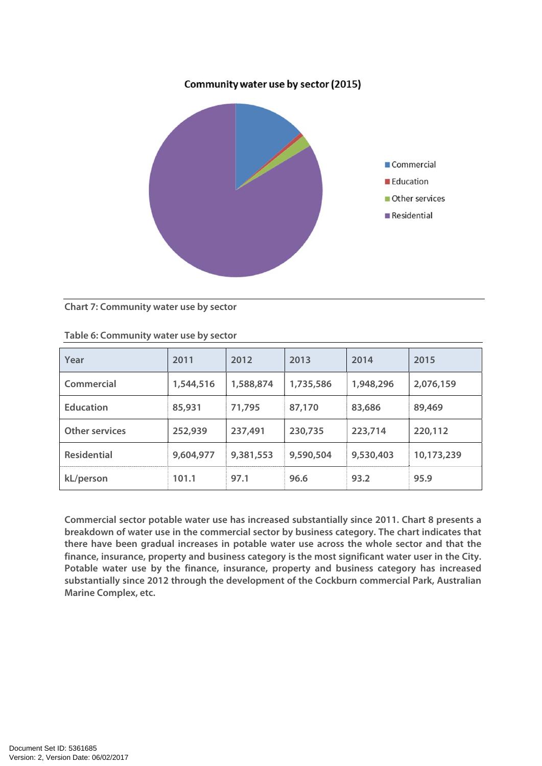Community water use by sector (2015)

Commercial
Education
Other services
Residential

Chart 7: Community water use by sector

Table 6: Community water use by sector

| Year | 2011 | 2012 | 2013 | 2014 | 2015 |
|---|---|---|---|---|---|
| Commercial | 1,544,516 | 1,588,874 | 1,735,586 | 1,948,296 | 2,076,159 |
| Education | 85,931 | 71,795 | 87,170 | 83,686 | 89,469 |
| Other services | 252,939 | 237,491 | 230,735 | 223,714 | 220,112 |
| Residential | 9,604,977 | 9,381,553 | 9,590,504 | 9,530,403 | 10,173,239 |
| kL/person | 101.1 | 97.1 | 96.6 | 93.2 | 95.9 |

Commercial sector potable water use has increased substantially since 2011. Chart 8 presents a breakdown of water use in the commercial sector by business category. The chart indicates that there have been gradual increases in potable water use across the whole sector and that the finance, insurance, property and business category is the most significant water user in the City. Potable water use by the finance, insurance, property and business category has increased substantially since 2012 through the development of the Cockburn commercial Park, Australian Marine Complex, etc.

Document Set ID: 5361685
Version: 2, Version Date: 06/02/2017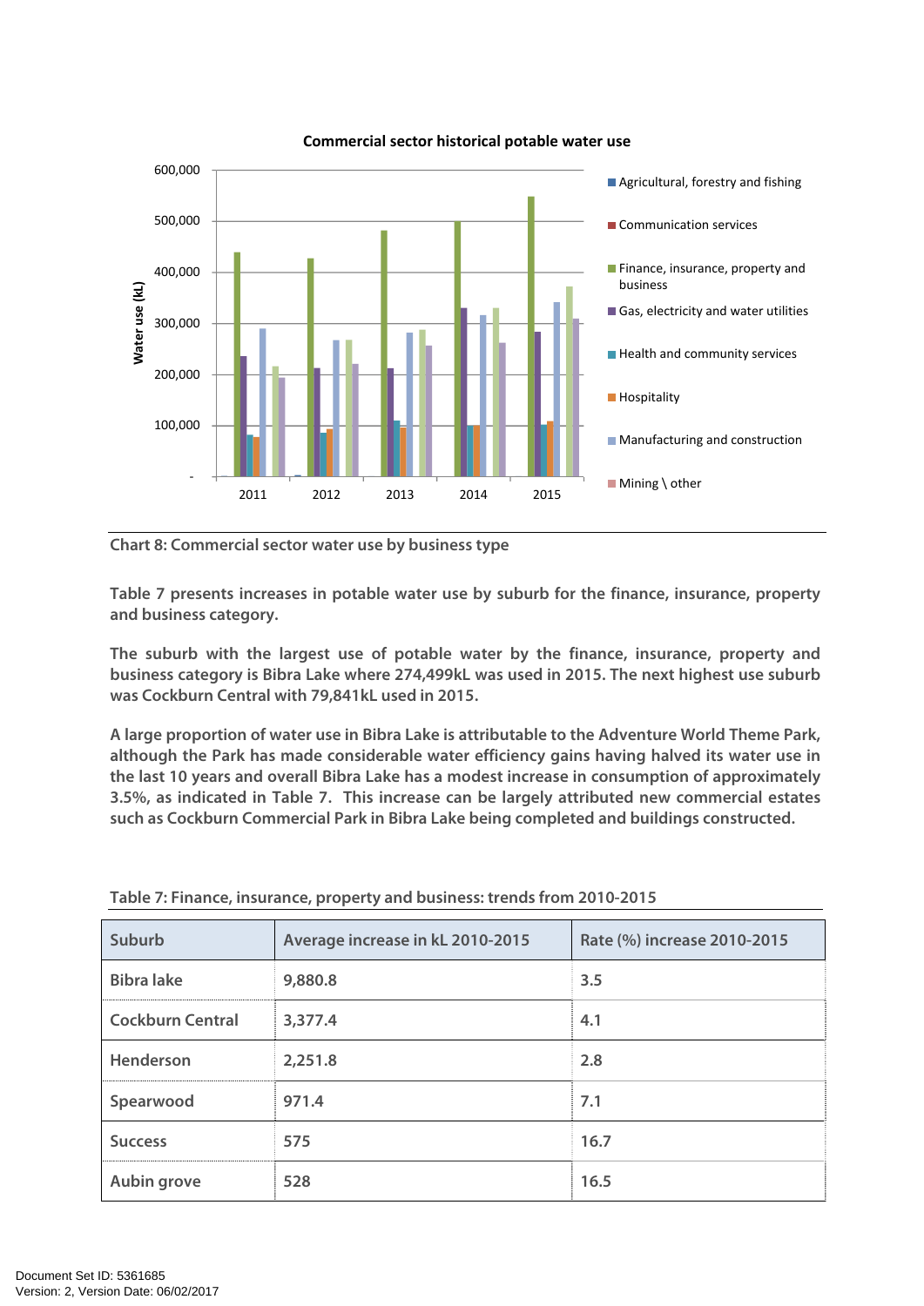**Commercial sector historical potable water use**

Chart 8: Commercial sector water use by business type

Table 7 presents increases in potable water use by suburb for the finance, insurance, property and business category.

The suburb with the largest use of potable water by the finance, insurance, property and business category is Bibra Lake where 274,499kL was used in 2015. The next highest use suburb was Cockburn Central with 79,841kL used in 2015.

A large proportion of water use in Bibra Lake is attributable to the Adventure World Theme Park, although the Park has made considerable water efficiency gains having halved its water use in the last 10 years and overall Bibra Lake has a modest increase in consumption of approximately 3.5%, as indicated in Table 7. This increase can be largely attributed new commercial estates such as Cockburn Commercial Park in Bibra Lake being completed and buildings constructed.

Table 7: Finance, insurance, property and business: trends from 2010-2015

| Suburb | Average increase in kL 2010-2015 | Rate (%) increase 2010-2015 |
|---|---|---|
| Bibra lake | 9,880.8 | 3.5 |
| Cockburn Central | 3,377.4 | 4.1 |
| Henderson | 2,251.8 | 2.8 |
| Spearwood | 971.4 | 7.1 |
| Success | 575 | 16.7 |
| Aubin grove | 528 | 16.5 |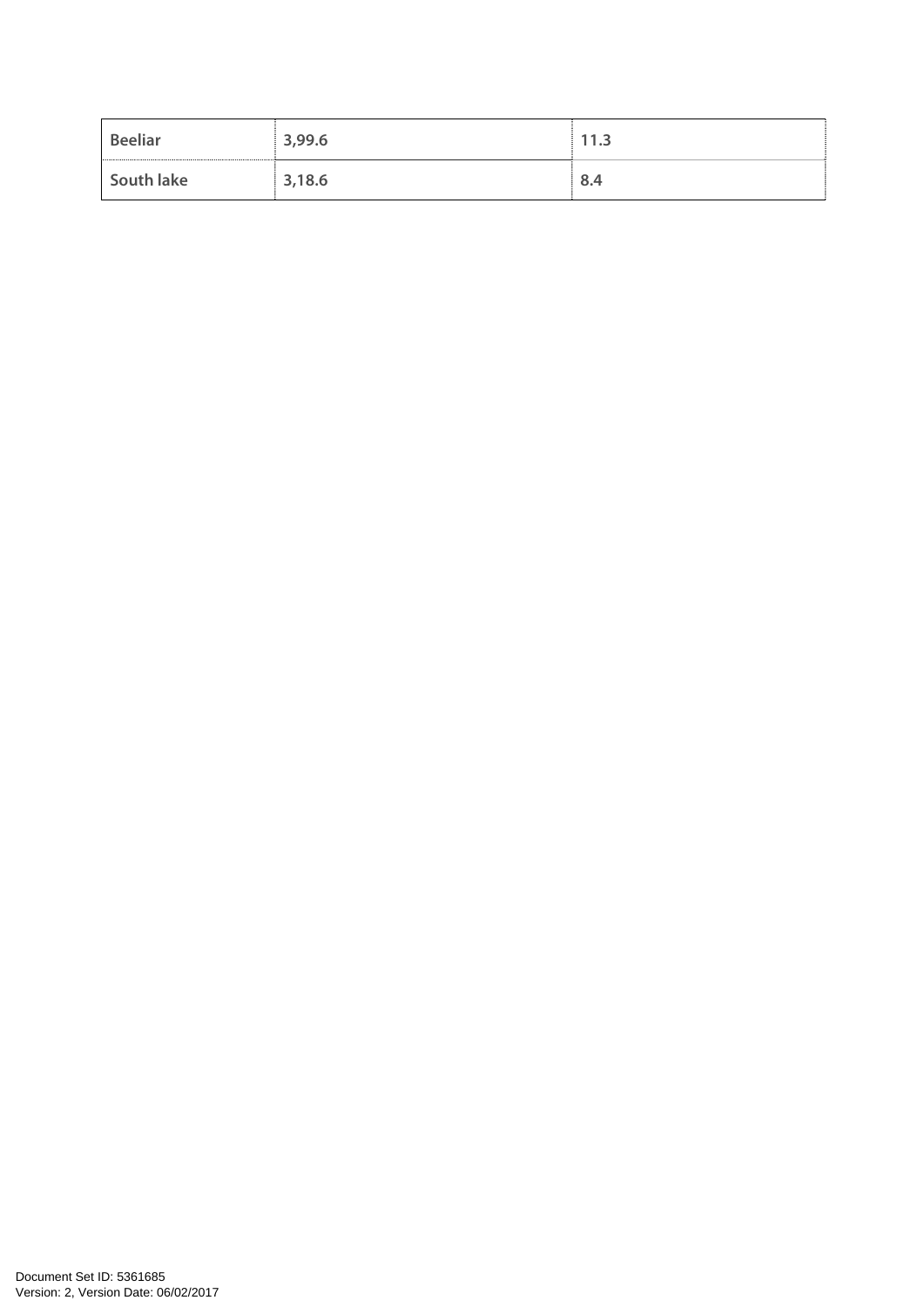| Beeliar | 3,99.6 | 11.3 |
|---|---|---|
| South lake | 3,18.6 | 8.4 |

Document Set ID: 5361685
Version: 2, Version Date: 06/02/2017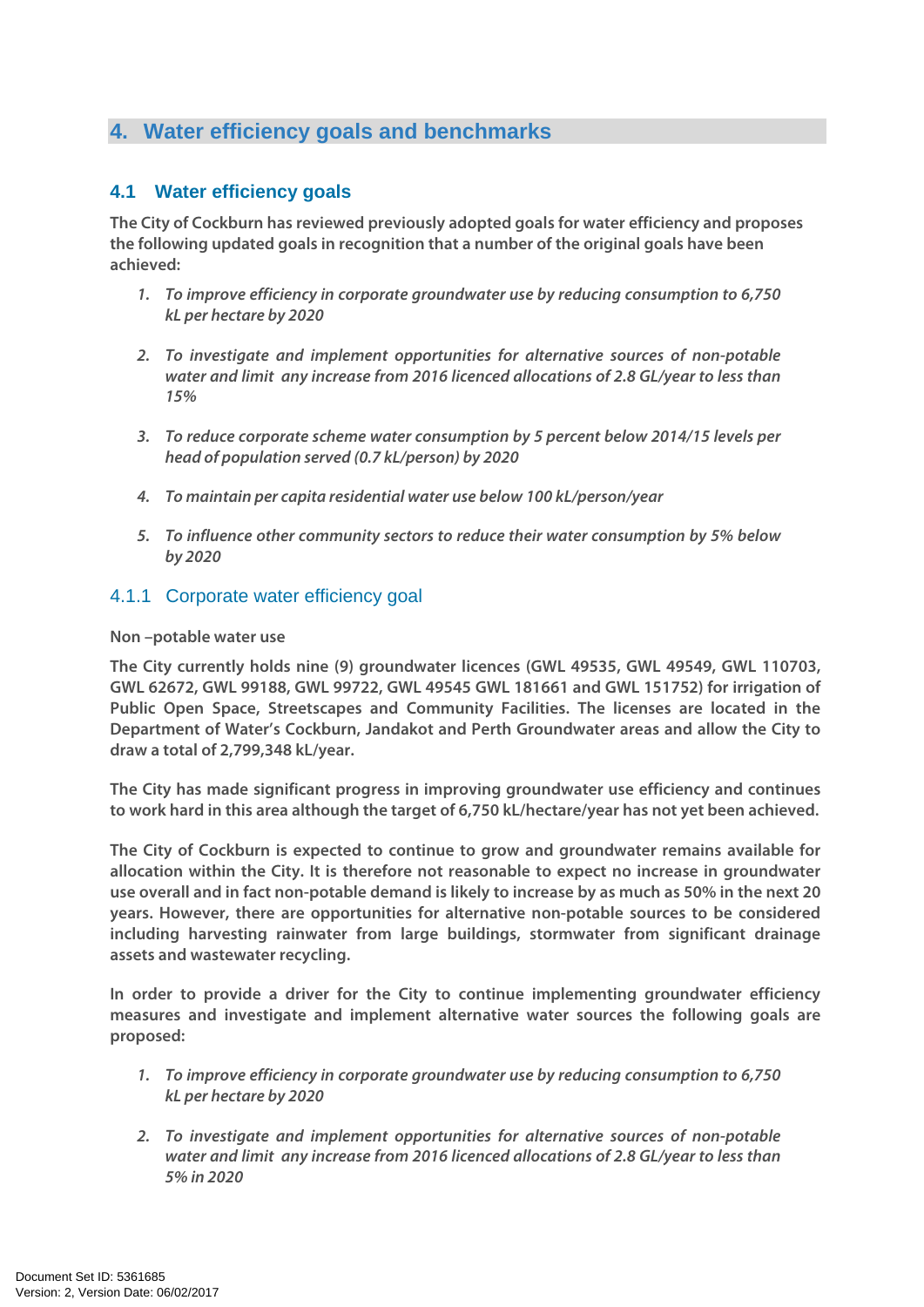# 4. Water efficiency goals and benchmarks

## 4.1 Water efficiency goals

**The City of Cockburn has reviewed previously adopted goals for water efficiency and proposes the following updated goals in recognition that a number of the original goals have been achieved:**

1. ***To improve efficiency in corporate groundwater use by reducing consumption to 6,750 kL per hectare by 2020***

2. ***To investigate and implement opportunities for alternative sources of non-potable water and limit any increase from 2016 licenced allocations of 2.8 GL/year to less than 15%***

3. ***To reduce corporate scheme water consumption by 5 percent below 2014/15 levels per head of population served (0.7 kL/person) by 2020***

4. ***To maintain per capita residential water use below 100 kL/person/year***

5. ***To influence other community sectors to reduce their water consumption by 5% below by 2020***

### 4.1.1 Corporate water efficiency goal

**Non –potable water use**

**The City currently holds nine (9) groundwater licences (GWL 49535, GWL 49549, GWL 110703, GWL 62672, GWL 99188, GWL 99722, GWL 49545 GWL 181661 and GWL 151752) for irrigation of Public Open Space, Streetscapes and Community Facilities. The licenses are located in the Department of Water's Cockburn, Jandakot and Perth Groundwater areas and allow the City to draw a total of 2,799,348 kL/year.**

**The City has made significant progress in improving groundwater use efficiency and continues to work hard in this area although the target of 6,750 kL/hectare/year has not yet been achieved.**

**The City of Cockburn is expected to continue to grow and groundwater remains available for allocation within the City. It is therefore not reasonable to expect no increase in groundwater use overall and in fact non-potable demand is likely to increase by as much as 50% in the next 20 years. However, there are opportunities for alternative non-potable sources to be considered including harvesting rainwater from large buildings, stormwater from significant drainage assets and wastewater recycling.**

**In order to provide a driver for the City to continue implementing groundwater efficiency measures and investigate and implement alternative water sources the following goals are proposed:**

1. ***To improve efficiency in corporate groundwater use by reducing consumption to 6,750 kL per hectare by 2020***

2. ***To investigate and implement opportunities for alternative sources of non-potable water and limit any increase from 2016 licenced allocations of 2.8 GL/year to less than 5% in 2020***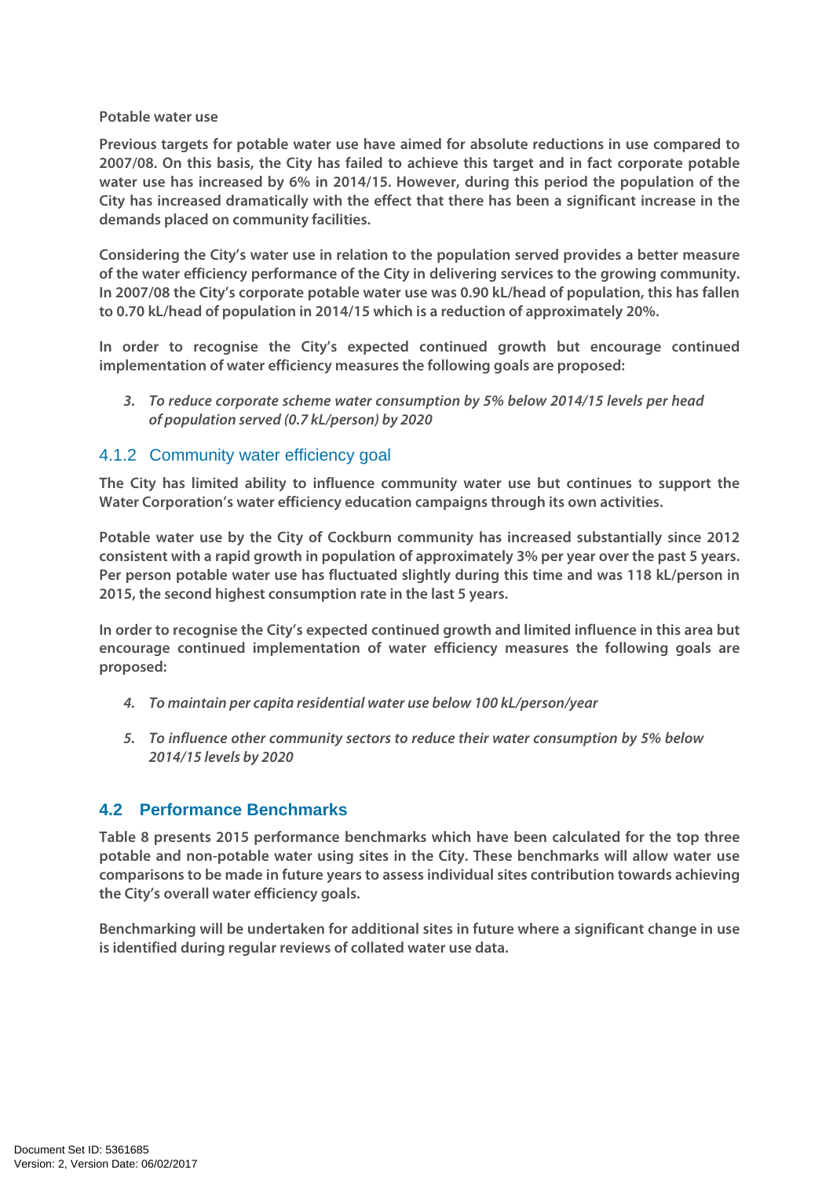**Potable water use**

**Previous targets for potable water use have aimed for absolute reductions in use compared to 2007/08. On this basis, the City has failed to achieve this target and in fact corporate potable water use has increased by 6% in 2014/15. However, during this period the population of the City has increased dramatically with the effect that there has been a significant increase in the demands placed on community facilities.**

**Considering the City's water use in relation to the population served provides a better measure of the water efficiency performance of the City in delivering services to the growing community. In 2007/08 the City's corporate potable water use was 0.90 kL/head of population, this has fallen to 0.70 kL/head of population in 2014/15 which is a reduction of approximately 20%.**

**In order to recognise the City's expected continued growth but encourage continued implementation of water efficiency measures the following goals are proposed:**

3. ***To reduce corporate scheme water consumption by 5% below 2014/15 levels per head of population served (0.7 kL/person) by 2020***

### 4.1.2 Community water efficiency goal

**The City has limited ability to influence community water use but continues to support the Water Corporation's water efficiency education campaigns through its own activities.**

**Potable water use by the City of Cockburn community has increased substantially since 2012 consistent with a rapid growth in population of approximately 3% per year over the past 5 years. Per person potable water use has fluctuated slightly during this time and was 118 kL/person in 2015, the second highest consumption rate in the last 5 years.**

**In order to recognise the City's expected continued growth and limited influence in this area but encourage continued implementation of water efficiency measures the following goals are proposed:**

4. ***To maintain per capita residential water use below 100 kL/person/year***

5. ***To influence other community sectors to reduce their water consumption by 5% below 2014/15 levels by 2020***

## 4.2 Performance Benchmarks

**Table 8 presents 2015 performance benchmarks which have been calculated for the top three potable and non-potable water using sites in the City. These benchmarks will allow water use comparisons to be made in future years to assess individual sites contribution towards achieving the City's overall water efficiency goals.**

**Benchmarking will be undertaken for additional sites in future where a significant change in use is identified during regular reviews of collated water use data.**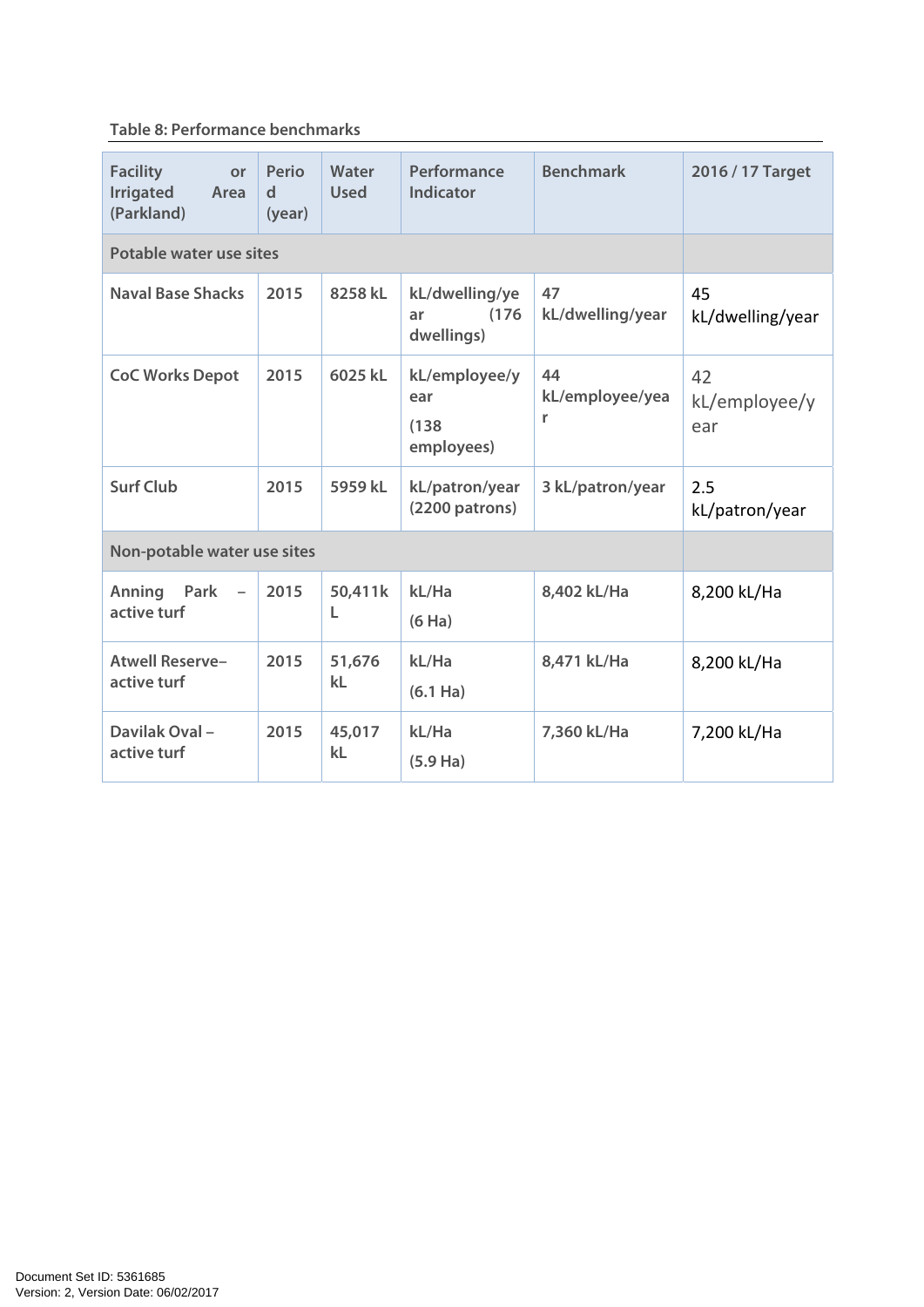Table 8: Performance benchmarks

| Facility or Irrigated Area (Parkland) | Period (year) | Water Used | Performance Indicator | Benchmark | 2016 / 17 Target |
|---|---|---|---|---|---|
| **Potable water use sites** | | | | | |
| Naval Base Shacks | 2015 | 8258 kL | kL/dwelling/year (176 dwellings) | 47 kL/dwelling/year | 45 kL/dwelling/year |
| CoC Works Depot | 2015 | 6025 kL | kL/employee/year (138 employees) | 44 kL/employee/year | 42 kL/employee/year |
| Surf Club | 2015 | 5959 kL | kL/patron/year (2200 patrons) | 3 kL/patron/year | 2.5 kL/patron/year |
| **Non-potable water use sites** | | | | | |
| Anning Park – active turf | 2015 | 50,411kL | kL/Ha (6 Ha) | 8,402 kL/Ha | 8,200 kL/Ha |
| Atwell Reserve– active turf | 2015 | 51,676 kL | kL/Ha (6.1 Ha) | 8,471 kL/Ha | 8,200 kL/Ha |
| Davilak Oval – active turf | 2015 | 45,017 kL | kL/Ha (5.9 Ha) | 7,360 kL/Ha | 7,200 kL/Ha |

Document Set ID: 5361685
Version: 2, Version Date: 06/02/2017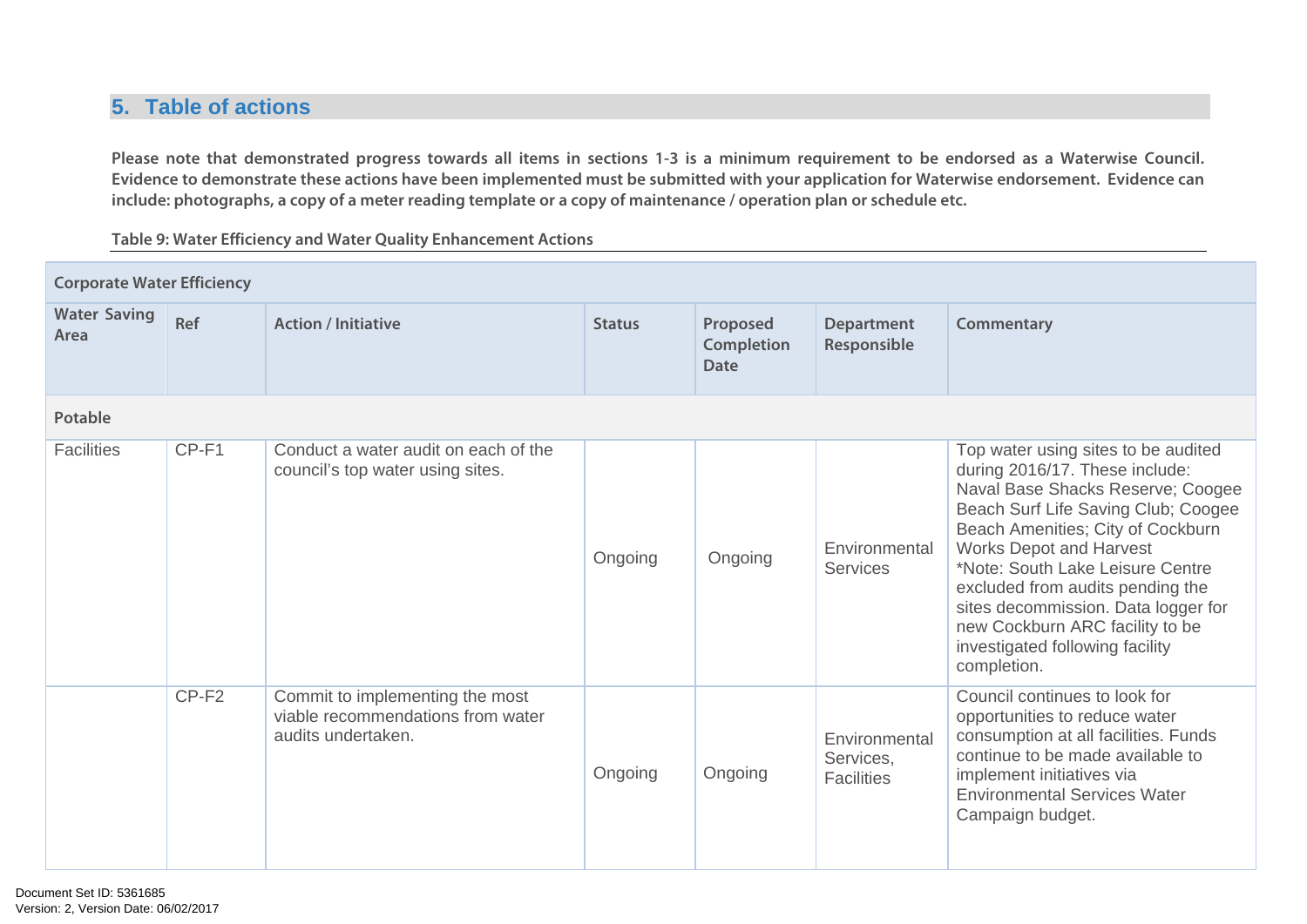## 5. Table of actions

**Please note that demonstrated progress towards all items in sections 1-3 is a minimum requirement to be endorsed as a Waterwise Council. Evidence to demonstrate these actions have been implemented must be submitted with your application for Waterwise endorsement. Evidence can include: photographs, a copy of a meter reading template or a copy of maintenance / operation plan or schedule etc.**

**Table 9: Water Efficiency and Water Quality Enhancement Actions**

| **Corporate Water Efficiency** | | | | | | |
|---|---|---|---|---|---|---|
| **Water Saving Area** | **Ref** | **Action / Initiative** | **Status** | **Proposed Completion Date** | **Department Responsible** | **Commentary** |
| **Potable** | | | | | | |
| Facilities | CP-F1 | Conduct a water audit on each of the council's top water using sites. | Ongoing | Ongoing | Environmental Services | Top water using sites to be audited during 2016/17. These include: Naval Base Shacks Reserve; Coogee Beach Surf Life Saving Club; Coogee Beach Amenities; City of Cockburn Works Depot and Harvest *Note: South Lake Leisure Centre excluded from audits pending the sites decommission. Data logger for new Cockburn ARC facility to be investigated following facility completion. |
| | CP-F2 | Commit to implementing the most viable recommendations from water audits undertaken. | Ongoing | Ongoing | Environmental Services, Facilities | Council continues to look for opportunities to reduce water consumption at all facilities. Funds continue to be made available to implement initiatives via Environmental Services Water Campaign budget. |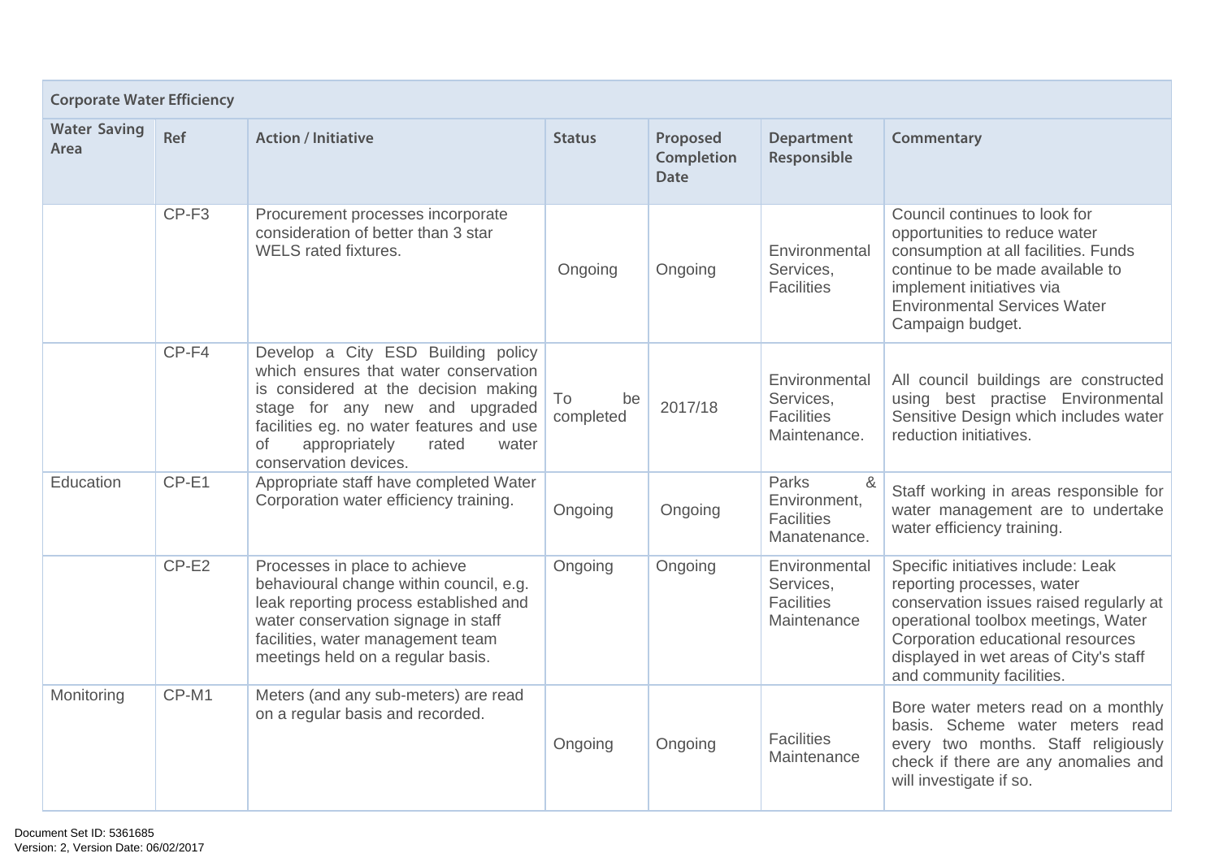| Corporate Water Efficiency | | | | | | |
|---|---|---|---|---|---|---|
| **Water Saving Area** | **Ref** | **Action / Initiative** | **Status** | **Proposed Completion Date** | **Department Responsible** | **Commentary** |
| | CP-F3 | Procurement processes incorporate consideration of better than 3 star WELS rated fixtures. | Ongoing | Ongoing | Environmental Services, Facilities | Council continues to look for opportunities to reduce water consumption at all facilities. Funds continue to be made available to implement initiatives via Environmental Services Water Campaign budget. |
| | CP-F4 | Develop a City ESD Building policy which ensures that water conservation is considered at the decision making stage for any new and upgraded facilities eg. no water features and use of appropriately rated water conservation devices. | To be completed | 2017/18 | Environmental Services, Facilities Maintenance. | All council buildings are constructed using best practise Environmental Sensitive Design which includes water reduction initiatives. |
| Education | CP-E1 | Appropriate staff have completed Water Corporation water efficiency training. | Ongoing | Ongoing | Parks & Environment, Facilities Manatenance. | Staff working in areas responsible for water management are to undertake water efficiency training. |
| | CP-E2 | Processes in place to achieve behavioural change within council, e.g. leak reporting process established and water conservation signage in staff facilities, water management team meetings held on a regular basis. | Ongoing | Ongoing | Environmental Services, Facilities Maintenance | Specific initiatives include: Leak reporting processes, water conservation issues raised regularly at operational toolbox meetings, Water Corporation educational resources displayed in wet areas of City's staff and community facilities. |
| Monitoring | CP-M1 | Meters (and any sub-meters) are read on a regular basis and recorded. | Ongoing | Ongoing | Facilities Maintenance | Bore water meters read on a monthly basis. Scheme water meters read every two months. Staff religiously check if there are any anomalies and will investigate if so. |

Document Set ID: 5361685
Version: 2, Version Date: 06/02/2017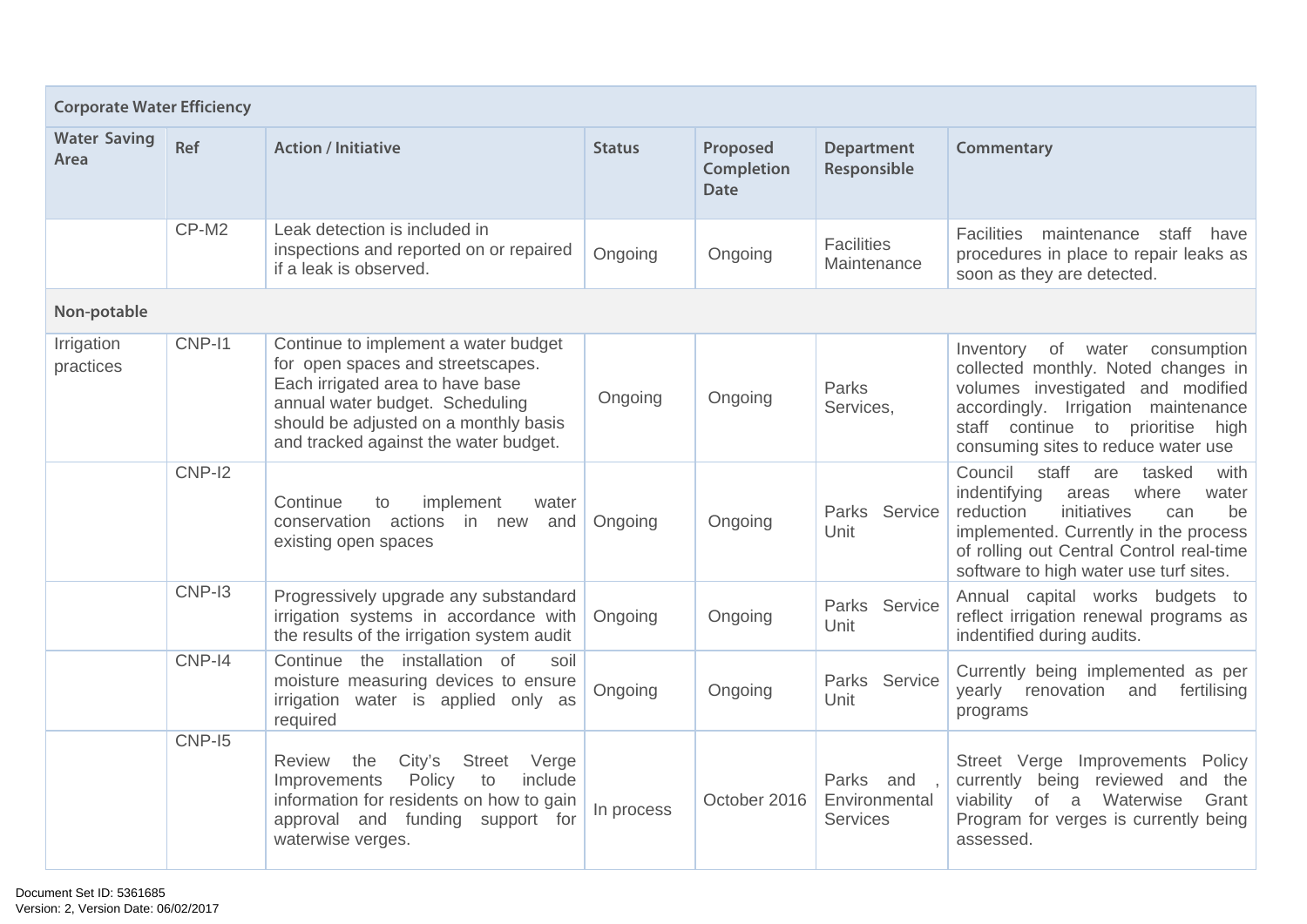| Corporate Water Efficiency | | | | | | |
|---|---|---|---|---|---|---|
| **Water Saving Area** | **Ref** | **Action / Initiative** | **Status** | **Proposed Completion Date** | **Department Responsible** | **Commentary** |
| | CP-M2 | Leak detection is included in inspections and reported on or repaired if a leak is observed. | Ongoing | Ongoing | Facilities Maintenance | Facilities maintenance staff have procedures in place to repair leaks as soon as they are detected. |
| **Non-potable** | | | | | | |
| Irrigation practices | CNP-I1 | Continue to implement a water budget for open spaces and streetscapes. Each irrigated area to have base annual water budget. Scheduling should be adjusted on a monthly basis and tracked against the water budget. | Ongoing | Ongoing | Parks Services, | Inventory of water consumption collected monthly. Noted changes in volumes investigated and modified accordingly. Irrigation maintenance staff continue to prioritise high consuming sites to reduce water use |
| | CNP-I2 | Continue to implement water conservation actions in new and existing open spaces | Ongoing | Ongoing | Parks Service Unit | Council staff are tasked with indentifying areas where water reduction initiatives can be implemented. Currently in the process of rolling out Central Control real-time software to high water use turf sites. |
| | CNP-I3 | Progressively upgrade any substandard irrigation systems in accordance with the results of the irrigation system audit | Ongoing | Ongoing | Parks Service Unit | Annual capital works budgets to reflect irrigation renewal programs as indentified during audits. |
| | CNP-I4 | Continue the installation of soil moisture measuring devices to ensure irrigation water is applied only as required | Ongoing | Ongoing | Parks Service Unit | Currently being implemented as per yearly renovation and fertilising programs |
| | CNP-I5 | Review the City's Street Verge Improvements Policy to include information for residents on how to gain approval and funding support for waterwise verges. | In process | October 2016 | Parks and , Environmental Services | Street Verge Improvements Policy currently being reviewed and the viability of a Waterwise Grant Program for verges is currently being assessed. |

Document Set ID: 5361685
Version: 2, Version Date: 06/02/2017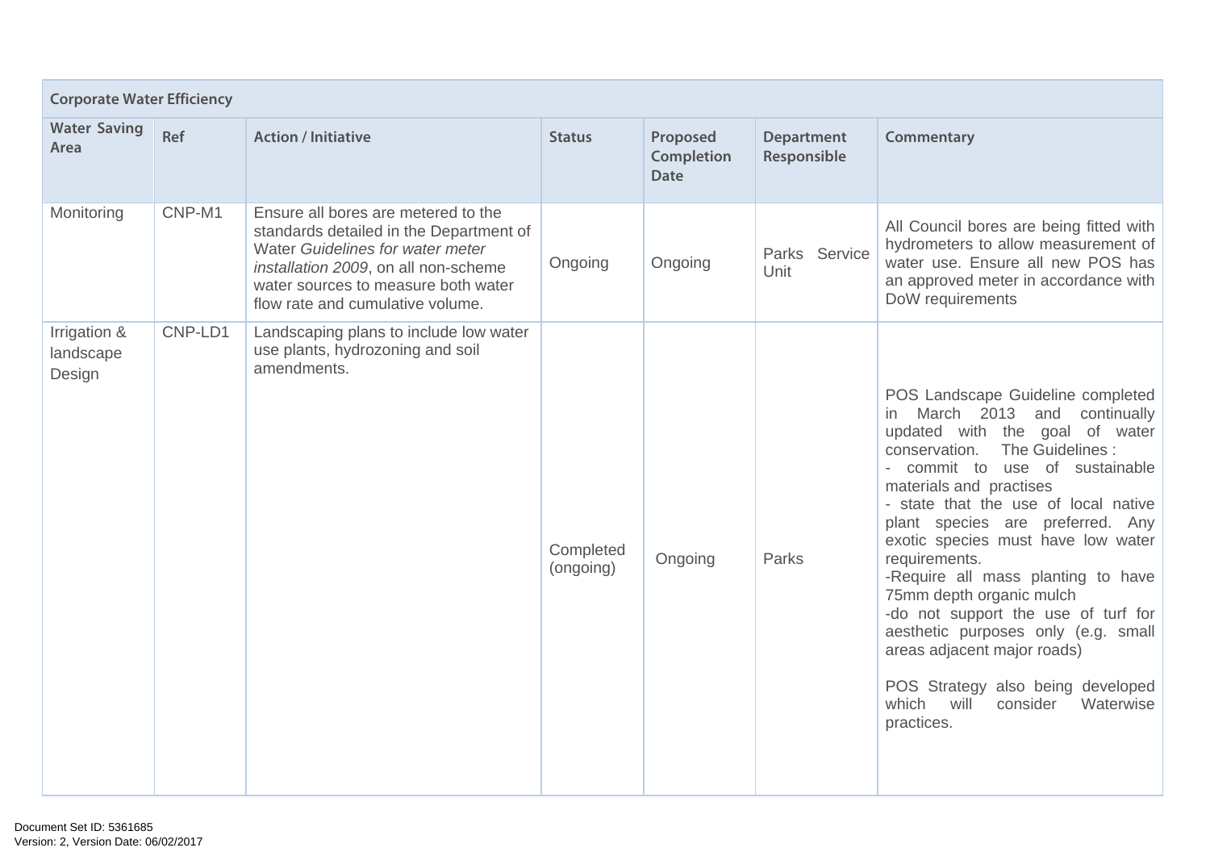| Corporate Water Efficiency | | | | | | |
|---|---|---|---|---|---|---|
| **Water Saving Area** | **Ref** | **Action / Initiative** | **Status** | **Proposed Completion Date** | **Department Responsible** | **Commentary** |
| Monitoring | CNP-M1 | Ensure all bores are metered to the standards detailed in the Department of Water *Guidelines for water meter installation 2009*, on all non-scheme water sources to measure both water flow rate and cumulative volume. | Ongoing | Ongoing | Parks Service Unit | All Council bores are being fitted with hydrometers to allow measurement of water use. Ensure all new POS has an approved meter in accordance with DoW requirements |
| Irrigation & landscape Design | CNP-LD1 | Landscaping plans to include low water use plants, hydrozoning and soil amendments. | Completed (ongoing) | Ongoing | Parks | POS Landscape Guideline completed in March 2013 and continually updated with the goal of water conservation. The Guidelines :<br>- commit to use of sustainable materials and practises<br>- state that the use of local native plant species are preferred. Any exotic species must have low water requirements.<br>-Require all mass planting to have 75mm depth organic mulch<br>-do not support the use of turf for aesthetic purposes only (e.g. small areas adjacent major roads)<br><br>POS Strategy also being developed which will consider Waterwise practices. |

Document Set ID: 5361685
Version: 2, Version Date: 06/02/2017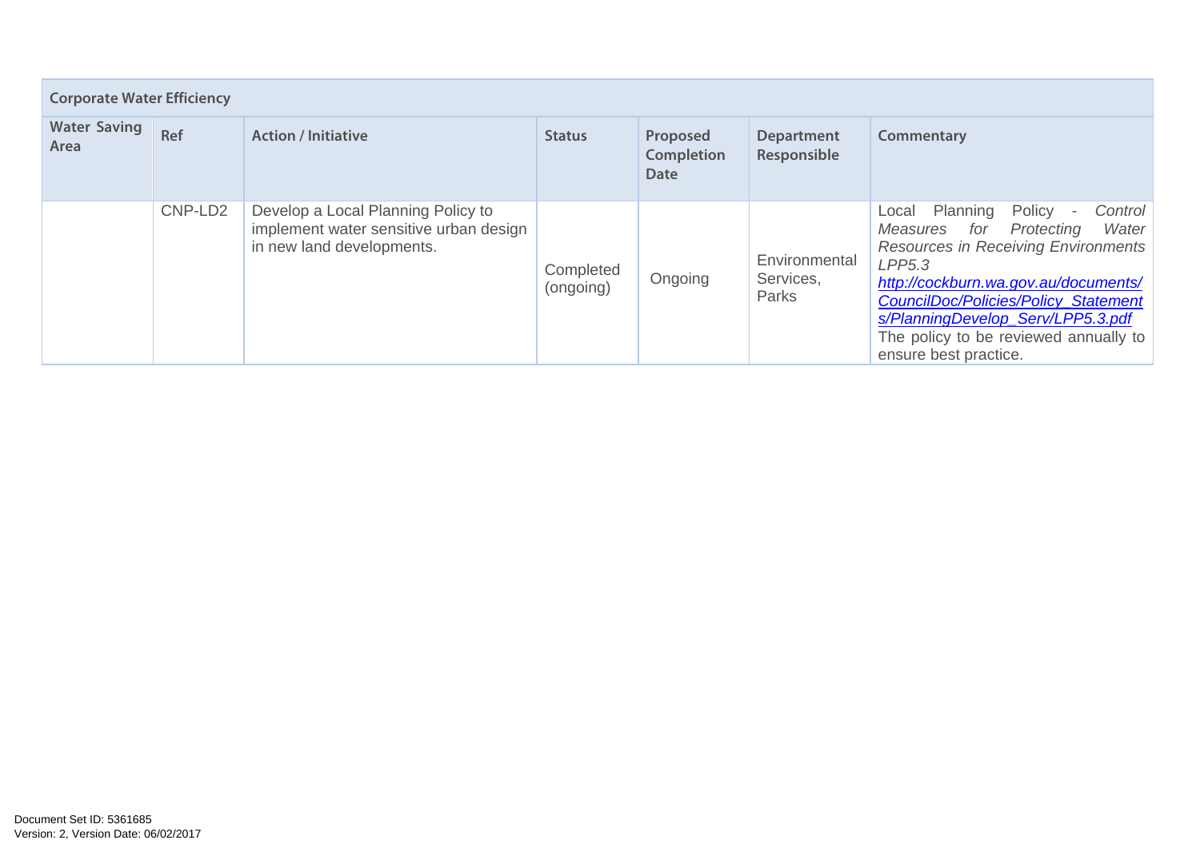| Corporate Water Efficiency | | | | | | |
|---|---|---|---|---|---|---|
| **Water Saving Area** | **Ref** | **Action / Initiative** | **Status** | **Proposed Completion Date** | **Department Responsible** | **Commentary** |
| | CNP-LD2 | Develop a Local Planning Policy to implement water sensitive urban design in new land developments. | Completed (ongoing) | Ongoing | Environmental Services, Parks | Local Planning Policy - *Control Measures for Protecting Water Resources in Receiving Environments LPP5.3* *http://cockburn.wa.gov.au/documents/CouncilDoc/Policies/Policy_Statements/PlanningDevelop_Serv/LPP5.3.pdf* The policy to be reviewed annually to ensure best practice. |

Document Set ID: 5361685
Version: 2, Version Date: 06/02/2017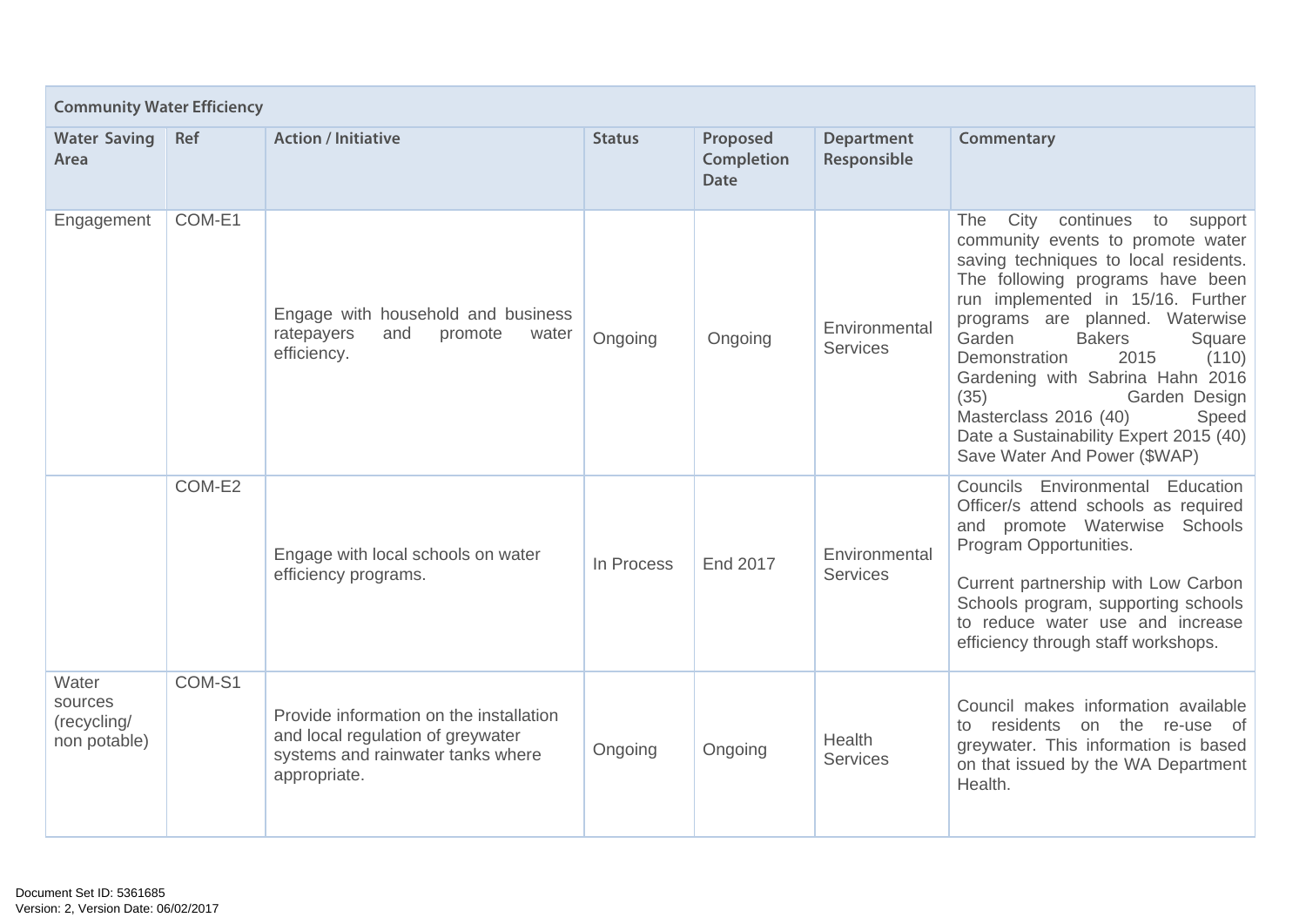| Community Water Efficiency | | | | | | |
|---|---|---|---|---|---|---|
| **Water Saving Area** | **Ref** | **Action / Initiative** | **Status** | **Proposed Completion Date** | **Department Responsible** | **Commentary** |
| Engagement | COM-E1 | Engage with household and business ratepayers and promote water efficiency. | Ongoing | Ongoing | Environmental Services | The City continues to support community events to promote water saving techniques to local residents. The following programs have been run implemented in 15/16. Further programs are planned. Waterwise Garden Bakers Square Demonstration 2015 (110) Gardening with Sabrina Hahn 2016 (35) Garden Design Masterclass 2016 (40) Speed Date a Sustainability Expert 2015 (40) Save Water And Power ($WAP) |
| | COM-E2 | Engage with local schools on water efficiency programs. | In Process | End 2017 | Environmental Services | Councils Environmental Education Officer/s attend schools as required and promote Waterwise Schools Program Opportunities.<br><br>Current partnership with Low Carbon Schools program, supporting schools to reduce water use and increase efficiency through staff workshops. |
| Water sources (recycling/ non potable) | COM-S1 | Provide information on the installation and local regulation of greywater systems and rainwater tanks where appropriate. | Ongoing | Ongoing | Health Services | Council makes information available to residents on the re-use of greywater. This information is based on that issued by the WA Department Health. |

Document Set ID: 5361685
Version: 2, Version Date: 06/02/2017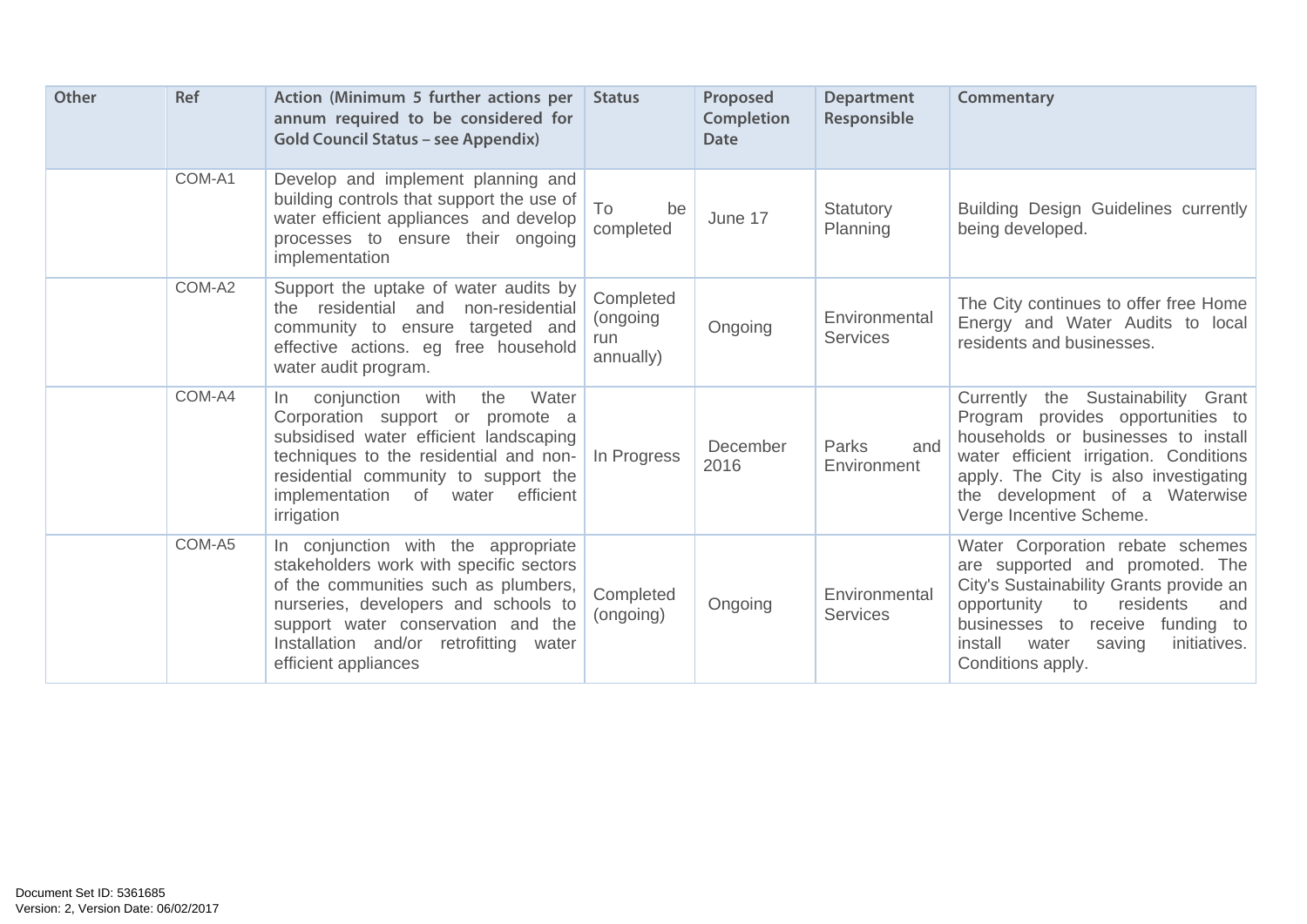| Other | Ref | Action (Minimum 5 further actions per annum required to be considered for Gold Council Status – see Appendix) | Status | Proposed Completion Date | Department Responsible | Commentary |
|---|---|---|---|---|---|---|
| | COM-A1 | Develop and implement planning and building controls that support the use of water efficient appliances and develop processes to ensure their ongoing implementation | To be completed | June 17 | Statutory Planning | Building Design Guidelines currently being developed. |
| | COM-A2 | Support the uptake of water audits by the residential and non-residential community to ensure targeted and effective actions. eg free household water audit program. | Completed (ongoing run annually) | Ongoing | Environmental Services | The City continues to offer free Home Energy and Water Audits to local residents and businesses. |
| | COM-A4 | In conjunction with the Water Corporation support or promote a subsidised water efficient landscaping techniques to the residential and non-residential community to support the implementation of water efficient irrigation | In Progress | December 2016 | Parks and Environment | Currently the Sustainability Grant Program provides opportunities to households or businesses to install water efficient irrigation. Conditions apply. The City is also investigating the development of a Waterwise Verge Incentive Scheme. |
| | COM-A5 | In conjunction with the appropriate stakeholders work with specific sectors of the communities such as plumbers, nurseries, developers and schools to support water conservation and the Installation and/or retrofitting water efficient appliances | Completed (ongoing) | Ongoing | Environmental Services | Water Corporation rebate schemes are supported and promoted. The City's Sustainability Grants provide an opportunity to residents and businesses to receive funding to install water saving initiatives. Conditions apply. |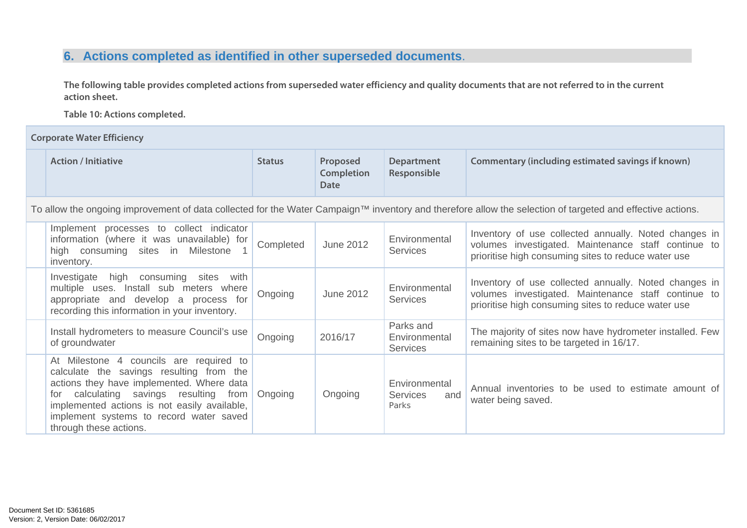## 6. Actions completed as identified in other superseded documents.

**The following table provides completed actions from superseded water efficiency and quality documents that are not referred to in the current action sheet.**

**Table 10: Actions completed.**

| Corporate Water Efficiency | | | | | |
|---|---|---|---|---|---|
| | **Action / Initiative** | **Status** | **Proposed Completion Date** | **Department Responsible** | **Commentary (including estimated savings if known)** |
| To allow the ongoing improvement of data collected for the Water Campaign™ inventory and therefore allow the selection of targeted and effective actions. | | | | | |
| | Implement processes to collect indicator information (where it was unavailable) for high consuming sites in Milestone 1 inventory. | Completed | June 2012 | Environmental Services | Inventory of use collected annually. Noted changes in volumes investigated. Maintenance staff continue to prioritise high consuming sites to reduce water use |
| | Investigate high consuming sites with multiple uses. Install sub meters where appropriate and develop a process for recording this information in your inventory. | Ongoing | June 2012 | Environmental Services | Inventory of use collected annually. Noted changes in volumes investigated. Maintenance staff continue to prioritise high consuming sites to reduce water use |
| | Install hydrometers to measure Council's use of groundwater | Ongoing | 2016/17 | Parks and Environmental Services | The majority of sites now have hydrometer installed. Few remaining sites to be targeted in 16/17. |
| | At Milestone 4 councils are required to calculate the savings resulting from the actions they have implemented. Where data for calculating savings resulting from implemented actions is not easily available, implement systems to record water saved through these actions. | Ongoing | Ongoing | Environmental Services and Parks | Annual inventories to be used to estimate amount of water being saved. |

Document Set ID: 5361685
Version: 2, Version Date: 06/02/2017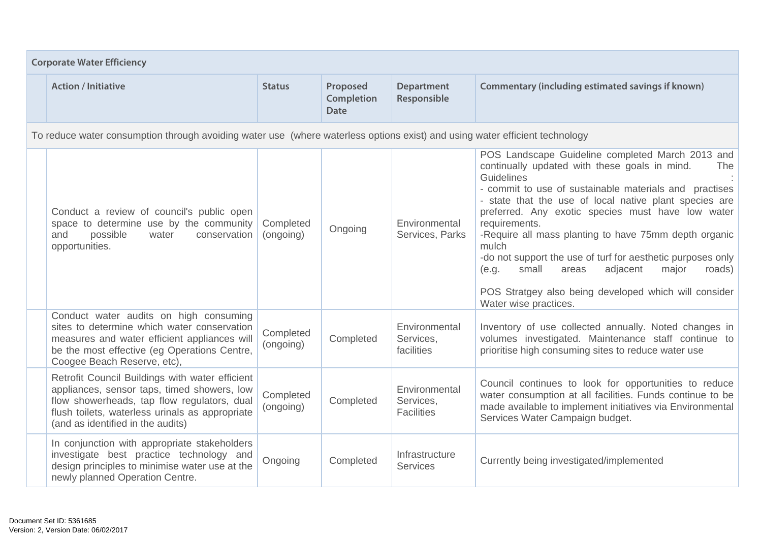| Corporate Water Efficiency | | | | | |
|---|---|---|---|---|---|
| | **Action / Initiative** | **Status** | **Proposed Completion Date** | **Department Responsible** | **Commentary (including estimated savings if known)** |
| To reduce water consumption through avoiding water use (where waterless options exist) and using water efficient technology | | | | | |
| | Conduct a review of council's public open space to determine use by the community and possible water conservation opportunities. | Completed (ongoing) | Ongoing | Environmental Services, Parks | POS Landscape Guideline completed March 2013 and continually updated with these goals in mind. The Guidelines :<br>- commit to use of sustainable materials and practises<br>- state that the use of local native plant species are preferred. Any exotic species must have low water requirements.<br>-Require all mass planting to have 75mm depth organic mulch<br>-do not support the use of turf for aesthetic purposes only (e.g. small areas adjacent major roads)<br><br>POS Stratgey also being developed which will consider Water wise practices. |
| | Conduct water audits on high consuming sites to determine which water conservation measures and water efficient appliances will be the most effective (eg Operations Centre, Coogee Beach Reserve, etc), | Completed (ongoing) | Completed | Environmental Services, facilities | Inventory of use collected annually. Noted changes in volumes investigated. Maintenance staff continue to prioritise high consuming sites to reduce water use |
| | Retrofit Council Buildings with water efficient appliances, sensor taps, timed showers, low flow showerheads, tap flow regulators, dual flush toilets, waterless urinals as appropriate (and as identified in the audits) | Completed (ongoing) | Completed | Environmental Services, Facilities | Council continues to look for opportunities to reduce water consumption at all facilities. Funds continue to be made available to implement initiatives via Environmental Services Water Campaign budget. |
| | In conjunction with appropriate stakeholders investigate best practice technology and design principles to minimise water use at the newly planned Operation Centre. | Ongoing | Completed | Infrastructure Services | Currently being investigated/implemented |

Document Set ID: 5361685
Version: 2, Version Date: 06/02/2017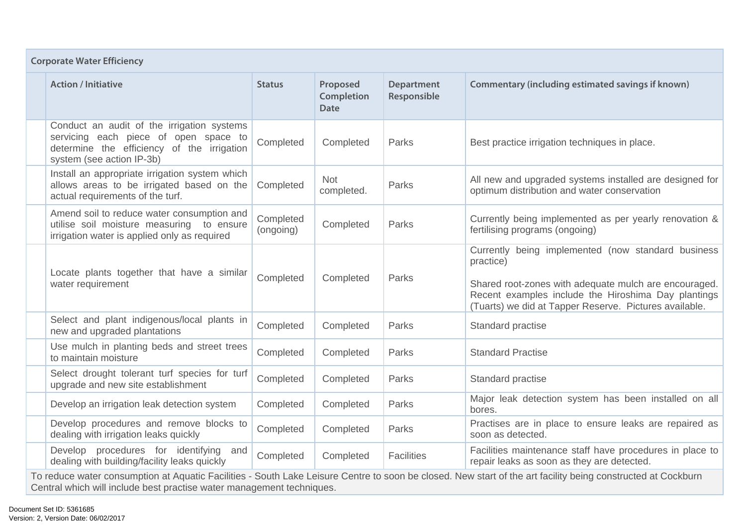| Corporate Water Efficiency | | | | | |
|---|---|---|---|---|---|
| | **Action / Initiative** | **Status** | **Proposed Completion Date** | **Department Responsible** | **Commentary (including estimated savings if known)** |
| | Conduct an audit of the irrigation systems servicing each piece of open space to determine the efficiency of the irrigation system (see action IP-3b) | Completed | Completed | Parks | Best practice irrigation techniques in place. |
| | Install an appropriate irrigation system which allows areas to be irrigated based on the actual requirements of the turf. | Completed | Not completed. | Parks | All new and upgraded systems installed are designed for optimum distribution and water conservation |
| | Amend soil to reduce water consumption and utilise soil moisture measuring to ensure irrigation water is applied only as required | Completed (ongoing) | Completed | Parks | Currently being implemented as per yearly renovation & fertilising programs (ongoing) |
| | Locate plants together that have a similar water requirement | Completed | Completed | Parks | Currently being implemented (now standard business practice)<br><br>Shared root-zones with adequate mulch are encouraged. Recent examples include the Hiroshima Day plantings (Tuarts) we did at Tapper Reserve. Pictures available. |
| | Select and plant indigenous/local plants in new and upgraded plantations | Completed | Completed | Parks | Standard practise |
| | Use mulch in planting beds and street trees to maintain moisture | Completed | Completed | Parks | Standard Practise |
| | Select drought tolerant turf species for turf upgrade and new site establishment | Completed | Completed | Parks | Standard practise |
| | Develop an irrigation leak detection system | Completed | Completed | Parks | Major leak detection system has been installed on all bores. |
| | Develop procedures and remove blocks to dealing with irrigation leaks quickly | Completed | Completed | Parks | Practises are in place to ensure leaks are repaired as soon as detected. |
| | Develop procedures for identifying and dealing with building/facility leaks quickly | Completed | Completed | Facilities | Facilities maintenance staff have procedures in place to repair leaks as soon as they are detected. |
| To reduce water consumption at Aquatic Facilities - South Lake Leisure Centre to soon be closed. New start of the art facility being constructed at Cockburn Central which will include best practise water management techniques. | | | | | |

Document Set ID: 5361685
Version: 2, Version Date: 06/02/2017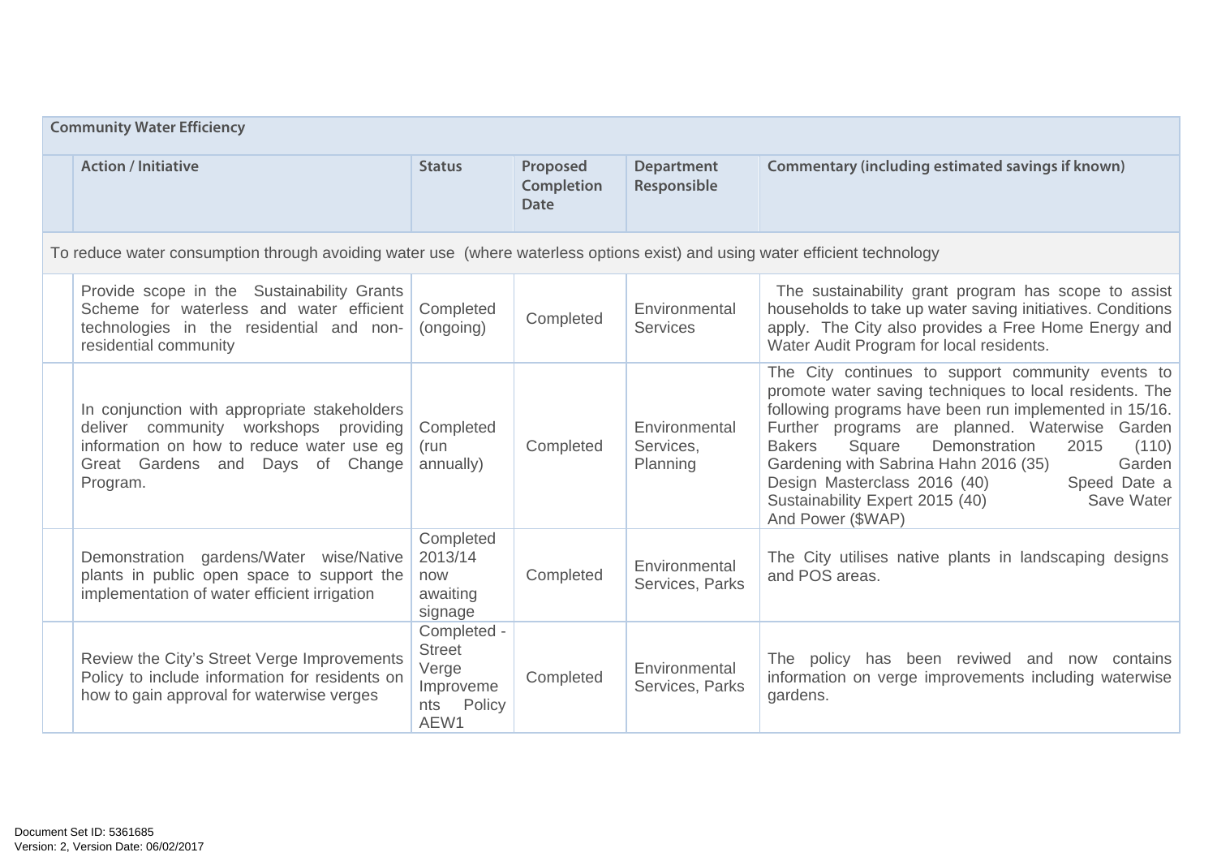| Community Water Efficiency | | | | | |
|---|---|---|---|---|---|
| | **Action / Initiative** | **Status** | **Proposed Completion Date** | **Department Responsible** | **Commentary (including estimated savings if known)** |
| To reduce water consumption through avoiding water use (where waterless options exist) and using water efficient technology | | | | | |
| | Provide scope in the Sustainability Grants Scheme for waterless and water efficient technologies in the residential and non-residential community | Completed (ongoing) | Completed | Environmental Services | The sustainability grant program has scope to assist households to take up water saving initiatives. Conditions apply. The City also provides a Free Home Energy and Water Audit Program for local residents. |
| | In conjunction with appropriate stakeholders deliver community workshops providing information on how to reduce water use eg Great Gardens and Days of Change Program. | Completed (run annually) | Completed | Environmental Services, Planning | The City continues to support community events to promote water saving techniques to local residents. The following programs have been run implemented in 15/16. Further programs are planned. Waterwise Garden Bakers Square Demonstration 2015 (110) Gardening with Sabrina Hahn 2016 (35) Garden Design Masterclass 2016 (40) Speed Date a Sustainability Expert 2015 (40) Save Water And Power ($WAP) |
| | Demonstration gardens/Water wise/Native plants in public open space to support the implementation of water efficient irrigation | Completed 2013/14 now awaiting signage | Completed | Environmental Services, Parks | The City utilises native plants in landscaping designs and POS areas. |
| | Review the City's Street Verge Improvements Policy to include information for residents on how to gain approval for waterwise verges | Completed - Street Verge Improvements Policy AEW1 | Completed | Environmental Services, Parks | The policy has been reviwed and now contains information on verge improvements including waterwise gardens. |

Document Set ID: 5361685
Version: 2, Version Date: 06/02/2017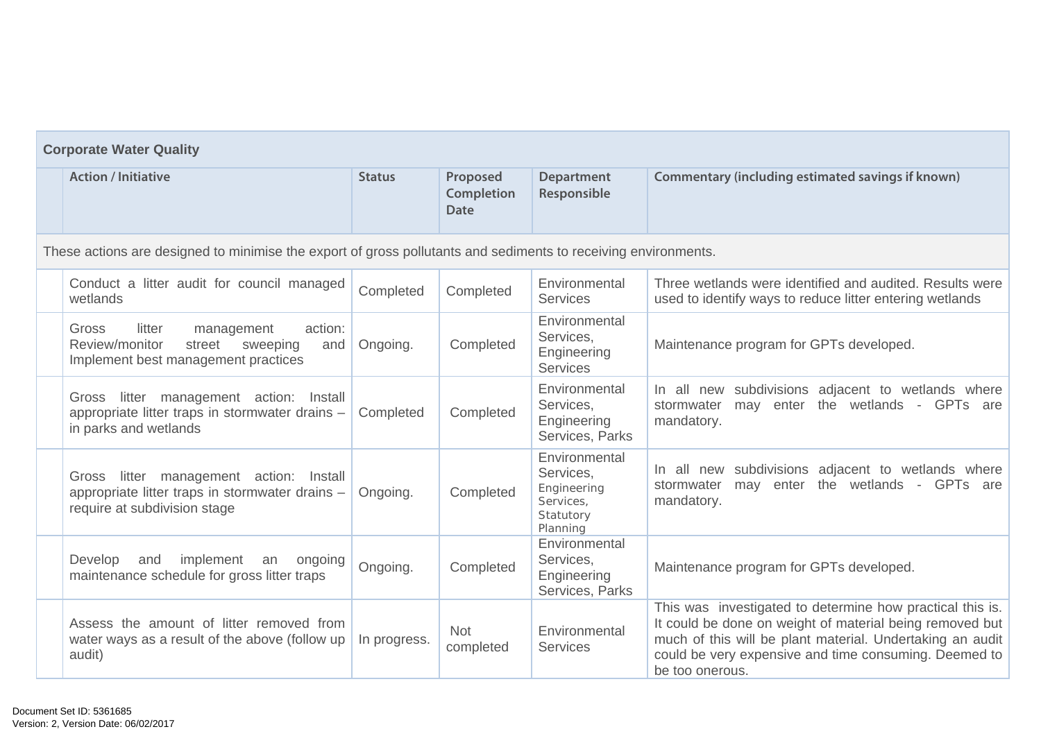| Corporate Water Quality | | | | | |
|---|---|---|---|---|---|
| | **Action / Initiative** | **Status** | **Proposed Completion Date** | **Department Responsible** | **Commentary (including estimated savings if known)** |
| These actions are designed to minimise the export of gross pollutants and sediments to receiving environments. | | | | | |
| | Conduct a litter audit for council managed wetlands | Completed | Completed | Environmental Services | Three wetlands were identified and audited. Results were used to identify ways to reduce litter entering wetlands |
| | Gross litter management action: Review/monitor street sweeping and Implement best management practices | Ongoing. | Completed | Environmental Services, Engineering Services | Maintenance program for GPTs developed. |
| | Gross litter management action: Install appropriate litter traps in stormwater drains – in parks and wetlands | Completed | Completed | Environmental Services, Engineering Services, Parks | In all new subdivisions adjacent to wetlands where stormwater may enter the wetlands - GPTs are mandatory. |
| | Gross litter management action: Install appropriate litter traps in stormwater drains – require at subdivision stage | Ongoing. | Completed | Environmental Services, Engineering Services, Statutory Planning | In all new subdivisions adjacent to wetlands where stormwater may enter the wetlands - GPTs are mandatory. |
| | Develop and implement an ongoing maintenance schedule for gross litter traps | Ongoing. | Completed | Environmental Services, Engineering Services, Parks | Maintenance program for GPTs developed. |
| | Assess the amount of litter removed from water ways as a result of the above (follow up audit) | In progress. | Not completed | Environmental Services | This was investigated to determine how practical this is. It could be done on weight of material being removed but much of this will be plant material. Undertaking an audit could be very expensive and time consuming. Deemed to be too onerous. |

Document Set ID: 5361685
Version: 2, Version Date: 06/02/2017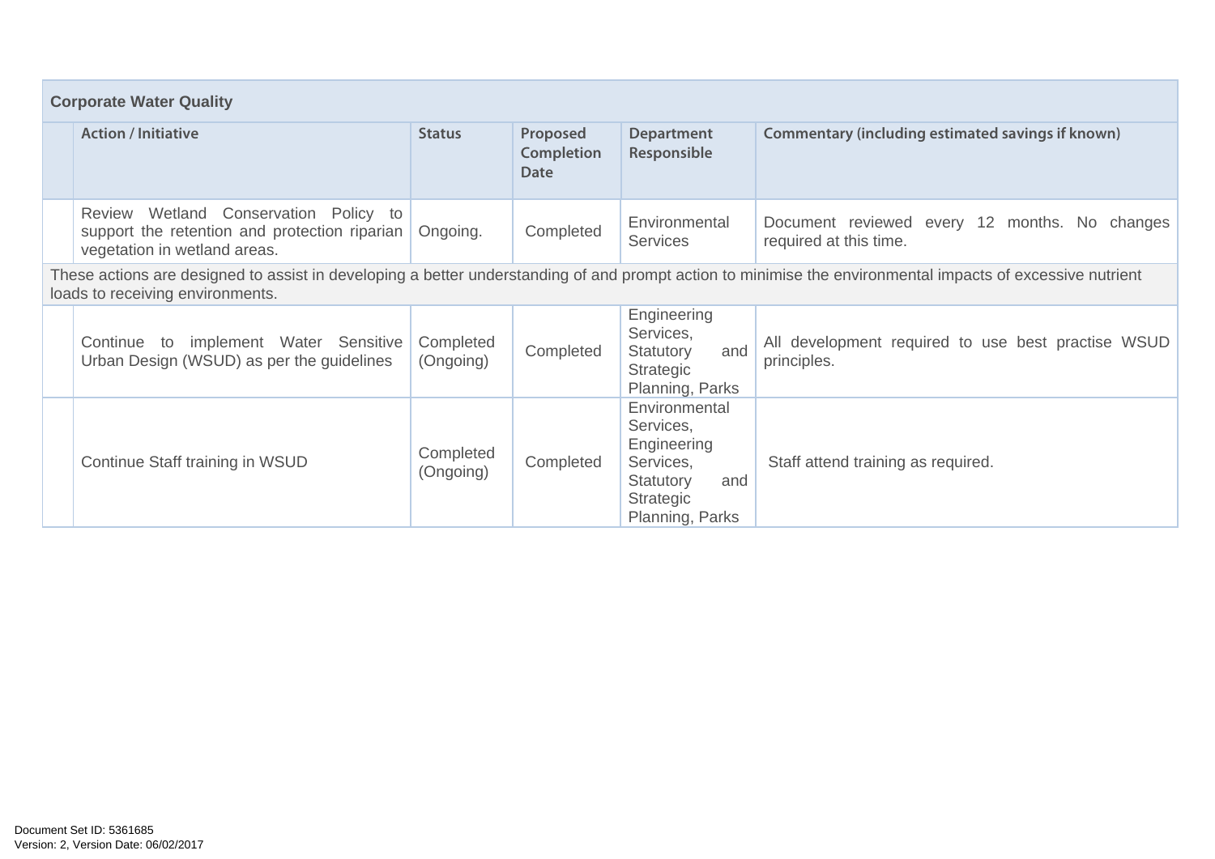| Corporate Water Quality | | | | | |
|---|---|---|---|---|---|
| | **Action / Initiative** | **Status** | **Proposed Completion Date** | **Department Responsible** | **Commentary (including estimated savings if known)** |
| | Review Wetland Conservation Policy to support the retention and protection riparian vegetation in wetland areas. | Ongoing. | Completed | Environmental Services | Document reviewed every 12 months. No changes required at this time. |
| These actions are designed to assist in developing a better understanding of and prompt action to minimise the environmental impacts of excessive nutrient loads to receiving environments. | | | | | |
| | Continue to implement Water Sensitive Urban Design (WSUD) as per the guidelines | Completed (Ongoing) | Completed | Engineering Services, Statutory and Strategic Planning, Parks | All development required to use best practise WSUD principles. |
| | Continue Staff training in WSUD | Completed (Ongoing) | Completed | Environmental Services, Engineering Services, Statutory and Strategic Planning, Parks | Staff attend training as required. |

Document Set ID: 5361685
Version: 2, Version Date: 06/02/2017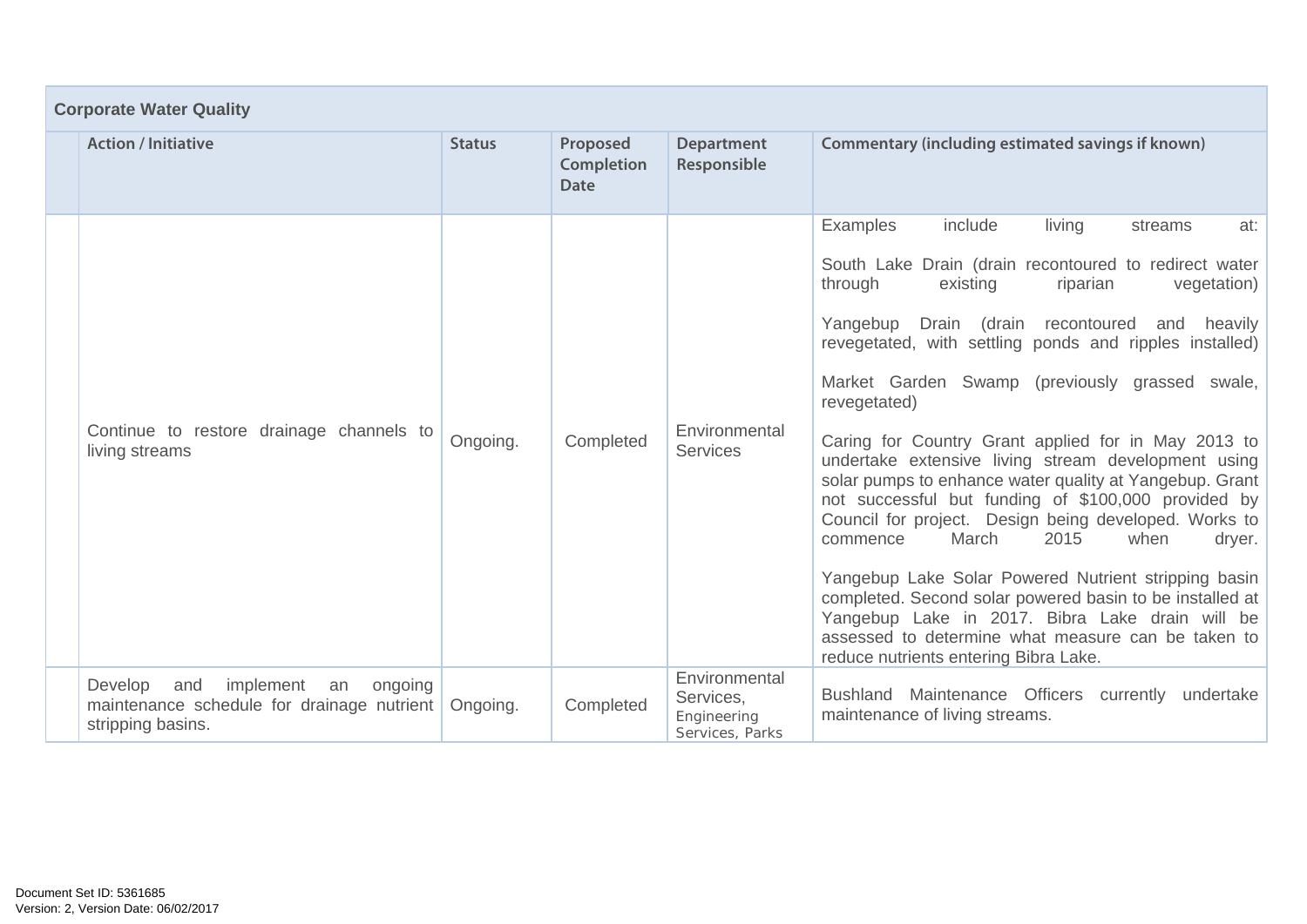| Corporate Water Quality | | | | | |
|---|---|---|---|---|---|
| | **Action / Initiative** | **Status** | **Proposed Completion Date** | **Department Responsible** | **Commentary (including estimated savings if known)** |
| | Continue to restore drainage channels to living streams | Ongoing. | Completed | Environmental Services | Examples include living streams at:<br><br>South Lake Drain (drain recontoured to redirect water through existing riparian vegetation)<br><br>Yangebup Drain (drain recontoured and heavily revegetated, with settling ponds and ripples installed)<br><br>Market Garden Swamp (previously grassed swale, revegetated)<br><br>Caring for Country Grant applied for in May 2013 to undertake extensive living stream development using solar pumps to enhance water quality at Yangebup. Grant not successful but funding of $100,000 provided by Council for project. Design being developed. Works to commence March 2015 when dryer.<br><br>Yangebup Lake Solar Powered Nutrient stripping basin completed. Second solar powered basin to be installed at Yangebup Lake in 2017. Bibra Lake drain will be assessed to determine what measure can be taken to reduce nutrients entering Bibra Lake. |
| | Develop and implement an ongoing maintenance schedule for drainage nutrient stripping basins. | Ongoing. | Completed | Environmental Services, Engineering Services, Parks | Bushland Maintenance Officers currently undertake maintenance of living streams. |

Document Set ID: 5361685
Version: 2, Version Date: 06/02/2017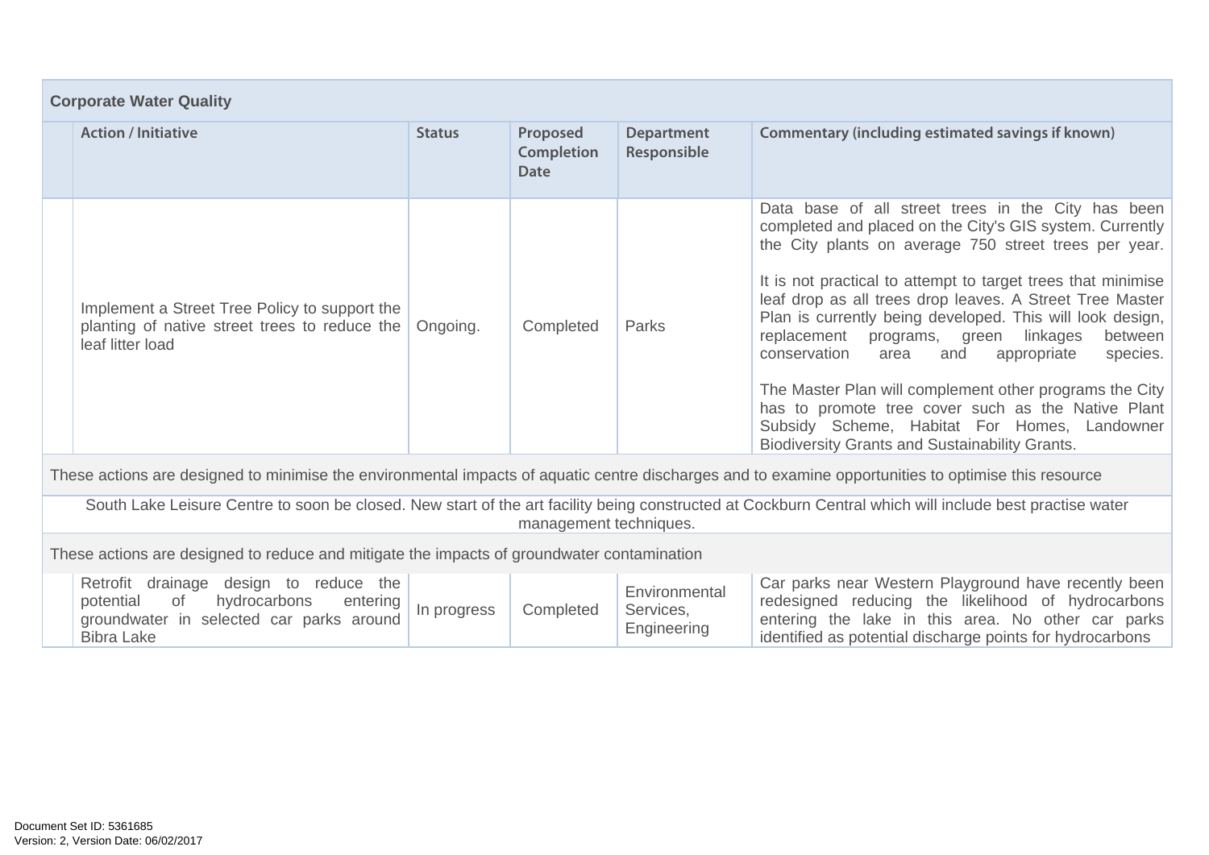| Corporate Water Quality | | | | | |
|---|---|---|---|---|---|
| | **Action / Initiative** | **Status** | **Proposed Completion Date** | **Department Responsible** | **Commentary (including estimated savings if known)** |
| | Implement a Street Tree Policy to support the planting of native street trees to reduce the leaf litter load | Ongoing. | Completed | Parks | Data base of all street trees in the City has been completed and placed on the City's GIS system. Currently the City plants on average 750 street trees per year.<br><br>It is not practical to attempt to target trees that minimise leaf drop as all trees drop leaves. A Street Tree Master Plan is currently being developed. This will look design, replacement programs, green linkages between conservation area and appropriate species.<br><br>The Master Plan will complement other programs the City has to promote tree cover such as the Native Plant Subsidy Scheme, Habitat For Homes, Landowner Biodiversity Grants and Sustainability Grants. |
| These actions are designed to minimise the environmental impacts of aquatic centre discharges and to examine opportunities to optimise this resource | | | | | |
| South Lake Leisure Centre to soon be closed. New start of the art facility being constructed at Cockburn Central which will include best practise water management techniques. | | | | | |
| These actions are designed to reduce and mitigate the impacts of groundwater contamination | | | | | |
| | Retrofit drainage design to reduce the potential of hydrocarbons entering groundwater in selected car parks around Bibra Lake | In progress | Completed | Environmental Services, Engineering | Car parks near Western Playground have recently been redesigned reducing the likelihood of hydrocarbons entering the lake in this area. No other car parks identified as potential discharge points for hydrocarbons |

Document Set ID: 5361685
Version: 2, Version Date: 06/02/2017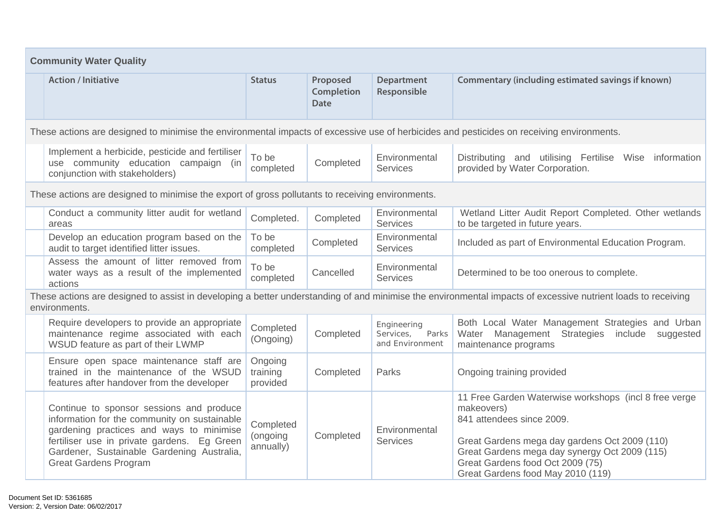| Community Water Quality | | | | | |
|---|---|---|---|---|---|
| | **Action / Initiative** | **Status** | **Proposed Completion Date** | **Department Responsible** | **Commentary (including estimated savings if known)** |
| These actions are designed to minimise the environmental impacts of excessive use of herbicides and pesticides on receiving environments. | | | | | |
| | Implement a herbicide, pesticide and fertiliser use community education campaign (in conjunction with stakeholders) | To be completed | Completed | Environmental Services | Distributing and utilising Fertilise Wise information provided by Water Corporation. |
| These actions are designed to minimise the export of gross pollutants to receiving environments. | | | | | |
| | Conduct a community litter audit for wetland areas | Completed. | Completed | Environmental Services | Wetland Litter Audit Report Completed. Other wetlands to be targeted in future years. |
| | Develop an education program based on the audit to target identified litter issues. | To be completed | Completed | Environmental Services | Included as part of Environmental Education Program. |
| | Assess the amount of litter removed from water ways as a result of the implemented actions | To be completed | Cancelled | Environmental Services | Determined to be too onerous to complete. |
| These actions are designed to assist in developing a better understanding of and minimise the environmental impacts of excessive nutrient loads to receiving environments. | | | | | |
| | Require developers to provide an appropriate maintenance regime associated with each WSUD feature as part of their LWMP | Completed (Ongoing) | Completed | Engineering Services, Parks and Environment | Both Local Water Management Strategies and Urban Water Management Strategies include suggested maintenance programs |
| | Ensure open space maintenance staff are trained in the maintenance of the WSUD features after handover from the developer | Ongoing training provided | Completed | Parks | Ongoing training provided |
| | Continue to sponsor sessions and produce information for the community on sustainable gardening practices and ways to minimise fertiliser use in private gardens. Eg Green Gardener, Sustainable Gardening Australia, Great Gardens Program | Completed (ongoing annually) | Completed | Environmental Services | 11 Free Garden Waterwise workshops (incl 8 free verge makeovers)<br>841 attendees since 2009.<br><br>Great Gardens mega day gardens Oct 2009 (110)<br>Great Gardens mega day synergy Oct 2009 (115)<br>Great Gardens food Oct 2009 (75)<br>Great Gardens food May 2010 (119) |

Document Set ID: 5361685
Version: 2, Version Date: 06/02/2017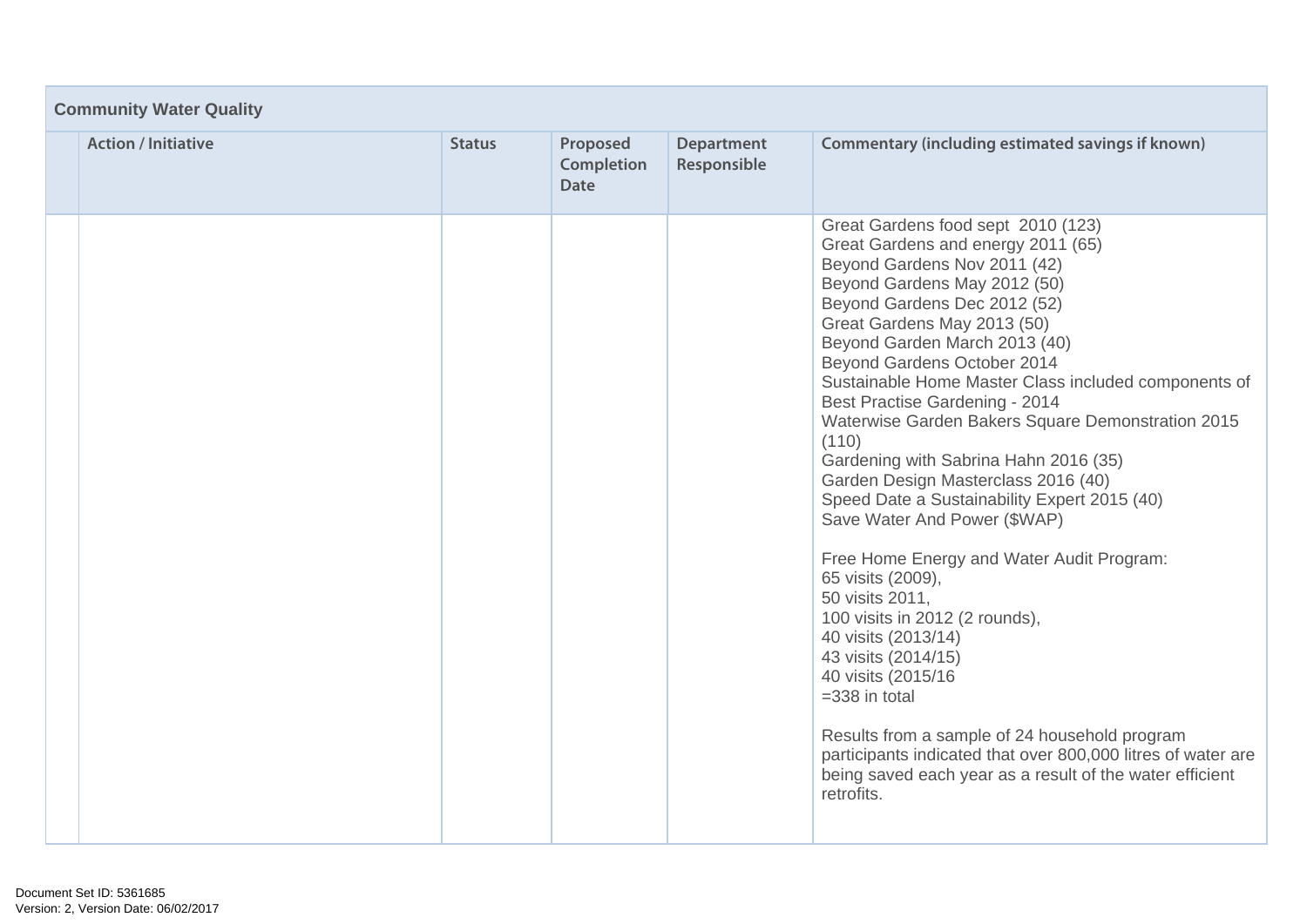| Community Water Quality | | | | | |
|---|---|---|---|---|---|
| | Action / Initiative | Status | Proposed Completion Date | Department Responsible | Commentary (including estimated savings if known) |
| | | | | | Great Gardens food sept 2010 (123)<br>Great Gardens and energy 2011 (65)<br>Beyond Gardens Nov 2011 (42)<br>Beyond Gardens May 2012 (50)<br>Beyond Gardens Dec 2012 (52)<br>Great Gardens May 2013 (50)<br>Beyond Garden March 2013 (40)<br>Beyond Gardens October 2014<br>Sustainable Home Master Class included components of Best Practise Gardening - 2014<br>Waterwise Garden Bakers Square Demonstration 2015 (110)<br>Gardening with Sabrina Hahn 2016 (35)<br>Garden Design Masterclass 2016 (40)<br>Speed Date a Sustainability Expert 2015 (40)<br>Save Water And Power ($WAP)<br><br>Free Home Energy and Water Audit Program:<br>65 visits (2009),<br>50 visits 2011,<br>100 visits in 2012 (2 rounds),<br>40 visits (2013/14)<br>43 visits (2014/15)<br>40 visits (2015/16<br>=338 in total<br><br>Results from a sample of 24 household program participants indicated that over 800,000 litres of water are being saved each year as a result of the water efficient retrofits. |

Document Set ID: 5361685
Version: 2, Version Date: 06/02/2017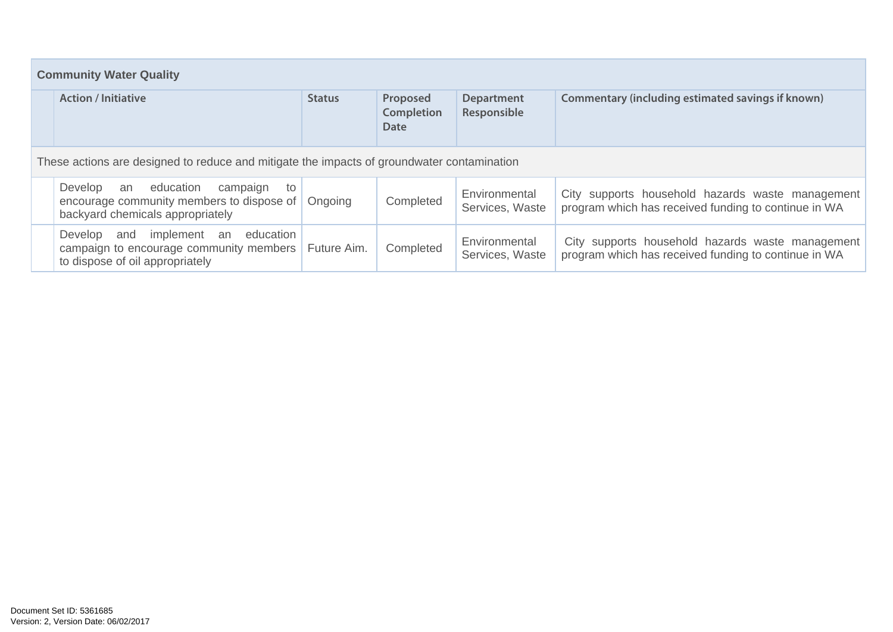| Community Water Quality | | | | | |
|---|---|---|---|---|---|
| | **Action / Initiative** | **Status** | **Proposed Completion Date** | **Department Responsible** | **Commentary (including estimated savings if known)** |
| These actions are designed to reduce and mitigate the impacts of groundwater contamination | | | | | |
| | Develop an education campaign to encourage community members to dispose of backyard chemicals appropriately | Ongoing | Completed | Environmental Services, Waste | City supports household hazards waste management program which has received funding to continue in WA |
| | Develop and implement an education campaign to encourage community members to dispose of oil appropriately | Future Aim. | Completed | Environmental Services, Waste | City supports household hazards waste management program which has received funding to continue in WA |

Document Set ID: 5361685
Version: 2, Version Date: 06/02/2017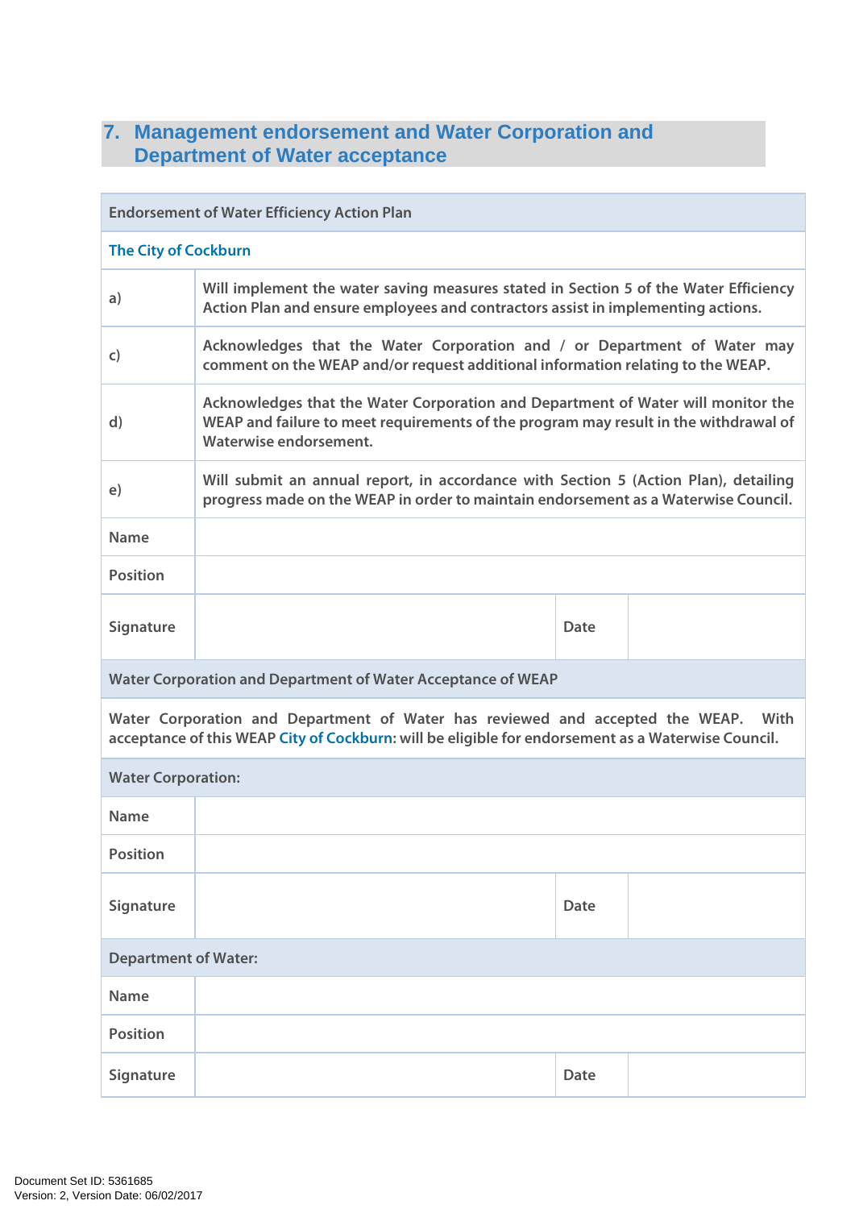## 7. Management endorsement and Water Corporation and Department of Water acceptance

| Endorsement of Water Efficiency Action Plan | | | |
|---|---|---|---|
| The City of Cockburn | | | |
| a) | Will implement the water saving measures stated in Section 5 of the Water Efficiency Action Plan and ensure employees and contractors assist in implementing actions. | | |
| c) | Acknowledges that the Water Corporation and / or Department of Water may comment on the WEAP and/or request additional information relating to the WEAP. | | |
| d) | Acknowledges that the Water Corporation and Department of Water will monitor the WEAP and failure to meet requirements of the program may result in the withdrawal of Waterwise endorsement. | | |
| e) | Will submit an annual report, in accordance with Section 5 (Action Plan), detailing progress made on the WEAP in order to maintain endorsement as a Waterwise Council. | | |
| Name | | | |
| Position | | | |
| Signature | | Date | |
| Water Corporation and Department of Water Acceptance of WEAP | | | |
| Water Corporation and Department of Water has reviewed and accepted the WEAP. With acceptance of this WEAP City of Cockburn: will be eligible for endorsement as a Waterwise Council. | | | |
| Water Corporation: | | | |
| Name | | | |
| Position | | | |
| Signature | | Date | |
| Department of Water: | | | |
| Name | | | |
| Position | | | |
| Signature | | Date | |

Document Set ID: 5361685
Version: 2, Version Date: 06/02/2017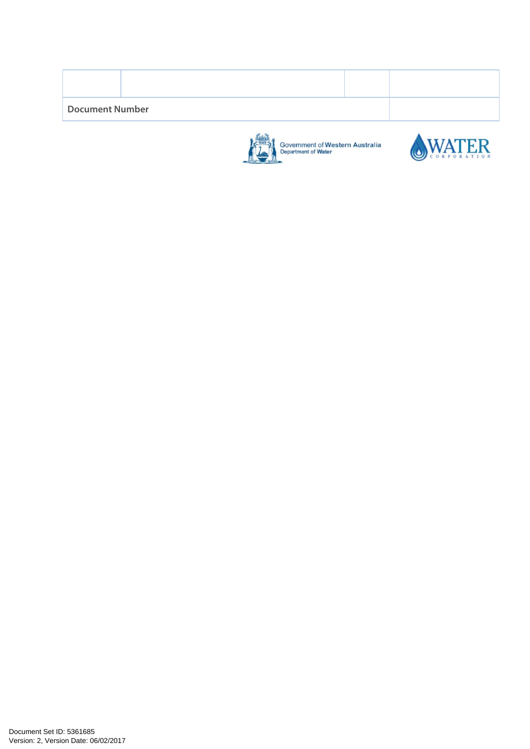| | | | |
|---|---|---|---|
| Document Number | | | |

Government of Western Australia
Department of Water

WATER CORPORATION

Document Set ID: 5361685
Version: 2, Version Date: 06/02/2017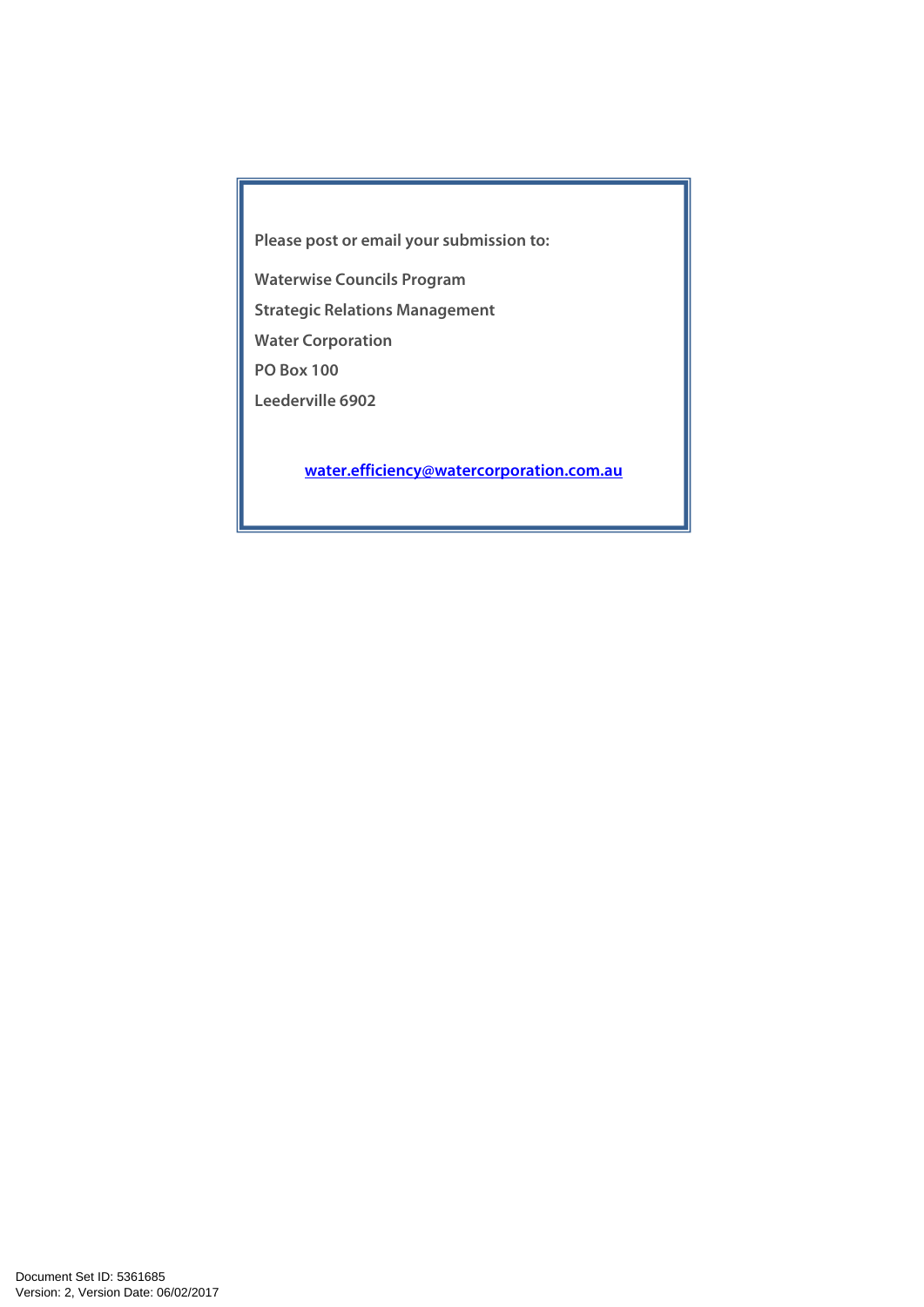Please post or email your submission to:

Waterwise Councils Program

Strategic Relations Management

Water Corporation

PO Box 100

Leederville 6902

[water.efficiency@watercorporation.com.au](mailto:water.efficiency@watercorporation.com.au)

Document Set ID: 5361685
Version: 2, Version Date: 06/02/2017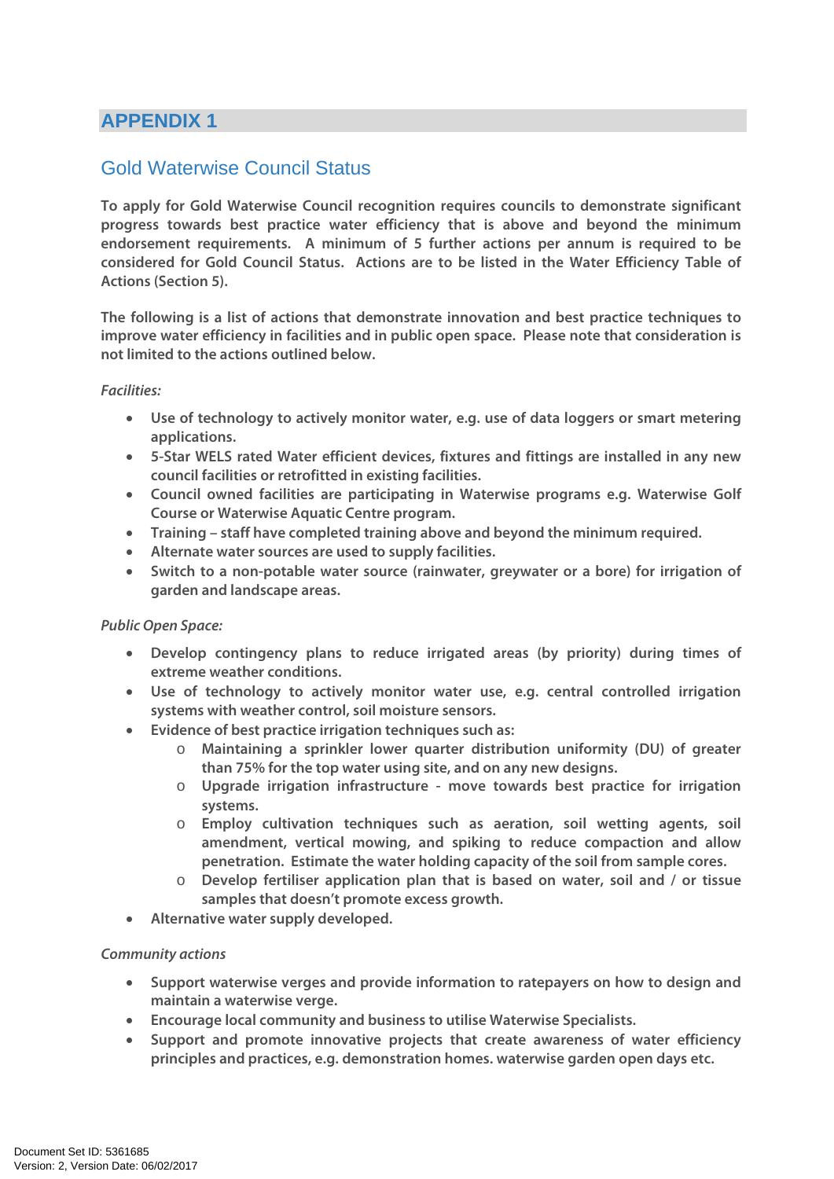# APPENDIX 1

## Gold Waterwise Council Status

**To apply for Gold Waterwise Council recognition requires councils to demonstrate significant progress towards best practice water efficiency that is above and beyond the minimum endorsement requirements. A minimum of 5 further actions per annum is required to be considered for Gold Council Status. Actions are to be listed in the Water Efficiency Table of Actions (Section 5).**

**The following is a list of actions that demonstrate innovation and best practice techniques to improve water efficiency in facilities and in public open space. Please note that consideration is not limited to the actions outlined below.**

***Facilities:***

- **Use of technology to actively monitor water, e.g. use of data loggers or smart metering applications.**
- **5-Star WELS rated Water efficient devices, fixtures and fittings are installed in any new council facilities or retrofitted in existing facilities.**
- **Council owned facilities are participating in Waterwise programs e.g. Waterwise Golf Course or Waterwise Aquatic Centre program.**
- **Training – staff have completed training above and beyond the minimum required.**
- **Alternate water sources are used to supply facilities.**
- **Switch to a non-potable water source (rainwater, greywater or a bore) for irrigation of garden and landscape areas.**

***Public Open Space:***

- **Develop contingency plans to reduce irrigated areas (by priority) during times of extreme weather conditions.**
- **Use of technology to actively monitor water use, e.g. central controlled irrigation systems with weather control, soil moisture sensors.**
- **Evidence of best practice irrigation techniques such as:**
  - **Maintaining a sprinkler lower quarter distribution uniformity (DU) of greater than 75% for the top water using site, and on any new designs.**
  - **Upgrade irrigation infrastructure - move towards best practice for irrigation systems.**
  - **Employ cultivation techniques such as aeration, soil wetting agents, soil amendment, vertical mowing, and spiking to reduce compaction and allow penetration. Estimate the water holding capacity of the soil from sample cores.**
  - **Develop fertiliser application plan that is based on water, soil and / or tissue samples that doesn't promote excess growth.**
- **Alternative water supply developed.**

***Community actions***

- **Support waterwise verges and provide information to ratepayers on how to design and maintain a waterwise verge.**
- **Encourage local community and business to utilise Waterwise Specialists.**
- **Support and promote innovative projects that create awareness of water efficiency principles and practices, e.g. demonstration homes. waterwise garden open days etc.**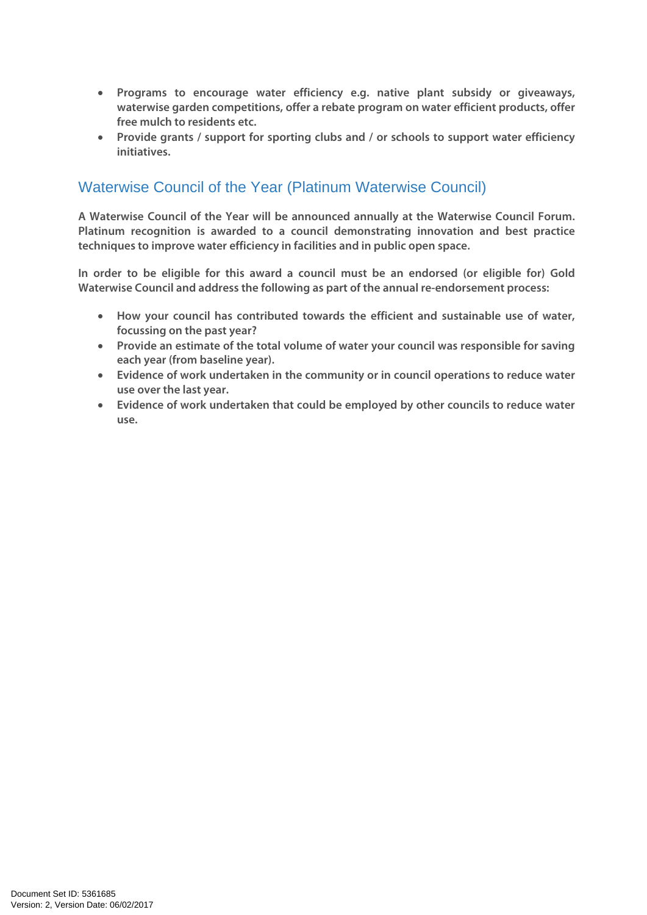- **Programs to encourage water efficiency e.g. native plant subsidy or giveaways, waterwise garden competitions, offer a rebate program on water efficient products, offer free mulch to residents etc.**
- **Provide grants / support for sporting clubs and / or schools to support water efficiency initiatives.**

## Waterwise Council of the Year (Platinum Waterwise Council)

**A Waterwise Council of the Year will be announced annually at the Waterwise Council Forum. Platinum recognition is awarded to a council demonstrating innovation and best practice techniques to improve water efficiency in facilities and in public open space.**

**In order to be eligible for this award a council must be an endorsed (or eligible for) Gold Waterwise Council and address the following as part of the annual re-endorsement process:**

- **How your council has contributed towards the efficient and sustainable use of water, focussing on the past year?**
- **Provide an estimate of the total volume of water your council was responsible for saving each year (from baseline year).**
- **Evidence of work undertaken in the community or in council operations to reduce water use over the last year.**
- **Evidence of work undertaken that could be employed by other councils to reduce water use.**